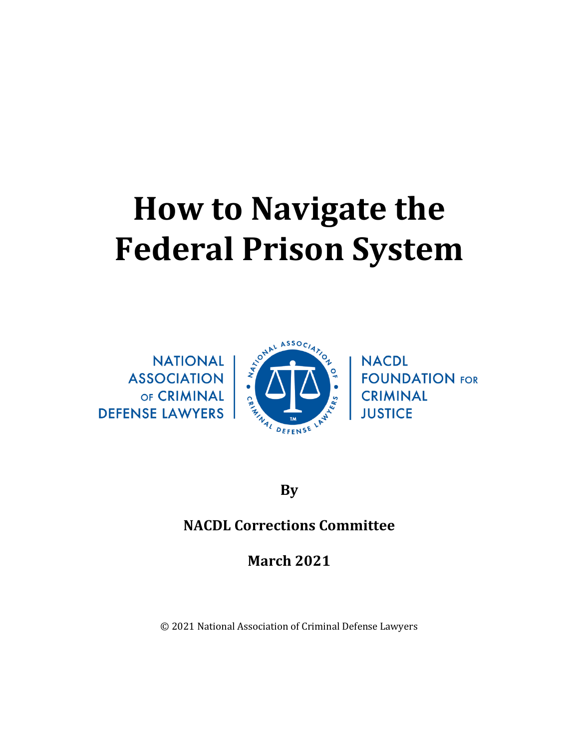# How to Navigate the Federal Prison System

NATIONAL ASSOCIATION OF CRIMINAL DEFENSE LAWYERS

NACDL FOUNDATION FOR CRIMINAL JUSTICE

**By**

**NACDL Corrections Committee**

**March 2021**

© 2021 National Association of Criminal Defense Lawyers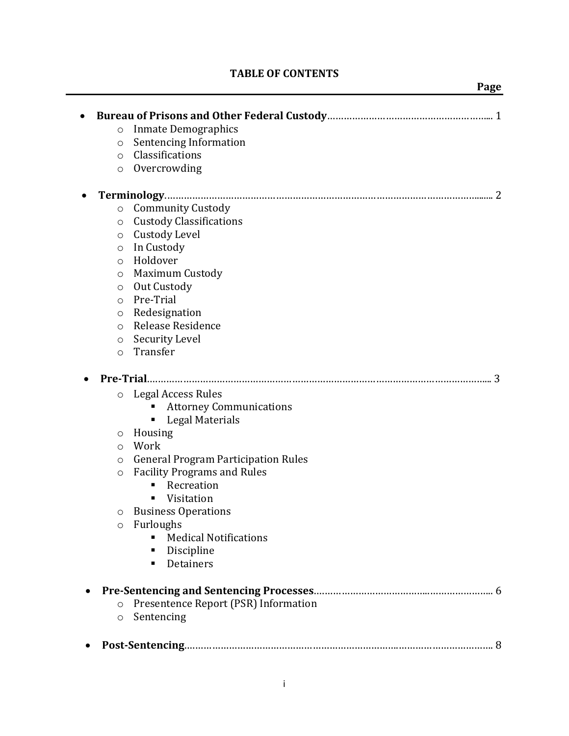# TABLE OF CONTENTS

Page

- **Bureau of Prisons and Other Federal Custody**………………………………………………….. 1
  - Inmate Demographics
  - Sentencing Information
  - Classifications
  - Overcrowding

- **Terminology**……………………………………………………………………………………………..... 2
  - Community Custody
  - Custody Classifications
  - Custody Level
  - In Custody
  - Holdover
  - Maximum Custody
  - Out Custody
  - Pre-Trial
  - Redesignation
  - Release Residence
  - Security Level
  - Transfer

- **Pre-Trial**………………………………………………………………………………………………….... 3
  - Legal Access Rules
    - Attorney Communications
    - Legal Materials
  - Housing
  - Work
  - General Program Participation Rules
  - Facility Programs and Rules
    - Recreation
    - Visitation
  - Business Operations
  - Furloughs
    - Medical Notifications
    - Discipline
    - Detainers

- **Pre-Sentencing and Sentencing Processes**……………………………………………………….. 6
  - Presentence Report (PSR) Information
  - Sentencing

- **Post-Sentencing**…………………………………………………………………………………………. 8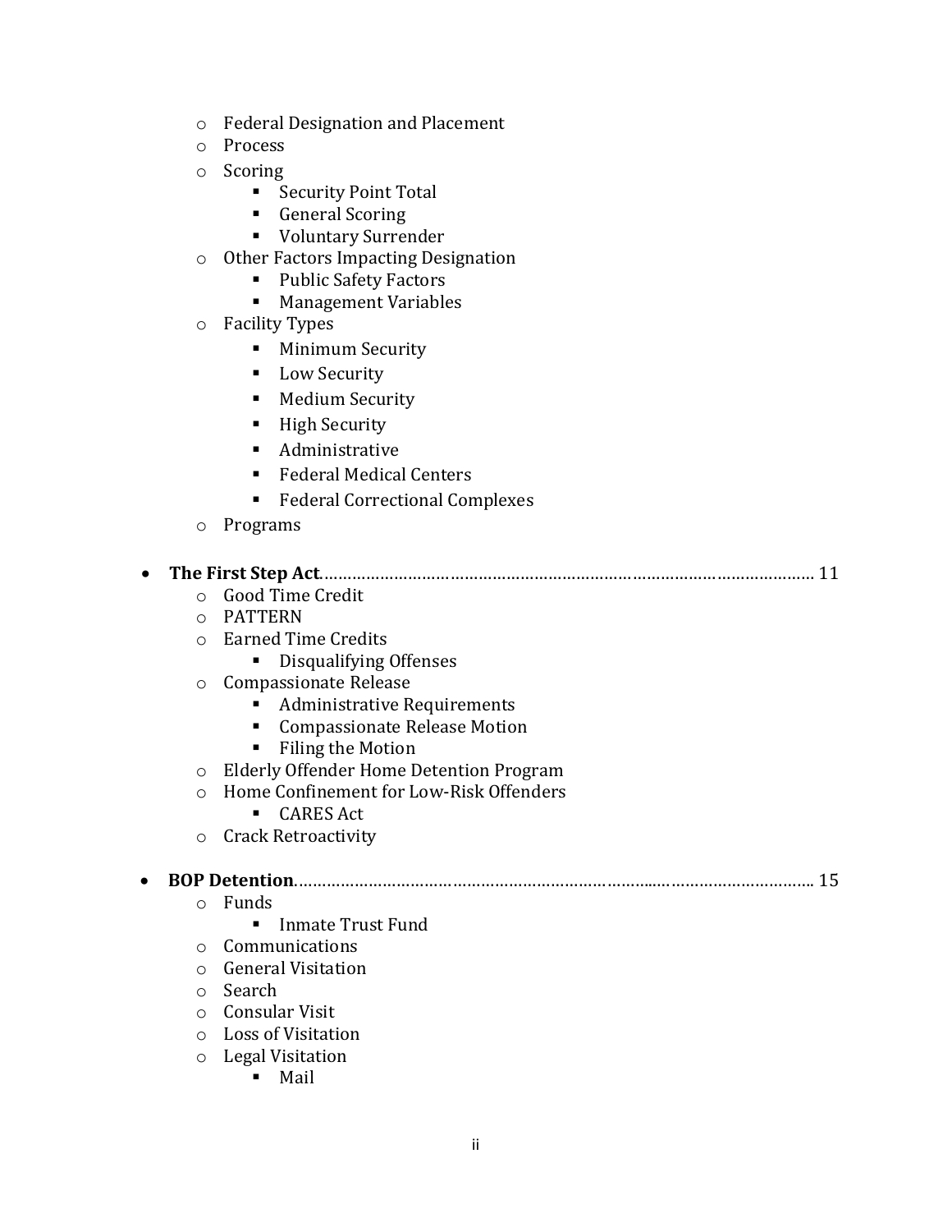- Federal Designation and Placement
- Process
- Scoring
  - Security Point Total
  - General Scoring
  - Voluntary Surrender
- Other Factors Impacting Designation
  - Public Safety Factors
  - Management Variables
- Facility Types
  - Minimum Security
  - Low Security
  - Medium Security
  - High Security
  - Administrative
  - Federal Medical Centers
  - Federal Correctional Complexes
- Programs

- **The First Step Act**........................................................................................................ 11
  - Good Time Credit
  - PATTERN
  - Earned Time Credits
    - Disqualifying Offenses
  - Compassionate Release
    - Administrative Requirements
    - Compassionate Release Motion
    - Filing the Motion
  - Elderly Offender Home Detention Program
  - Home Confinement for Low-Risk Offenders
    - CARES Act
  - Crack Retroactivity

- **BOP Detention**......................................................................................................... 15
  - Funds
    - Inmate Trust Fund
  - Communications
  - General Visitation
  - Search
  - Consular Visit
  - Loss of Visitation
  - Legal Visitation
    - Mail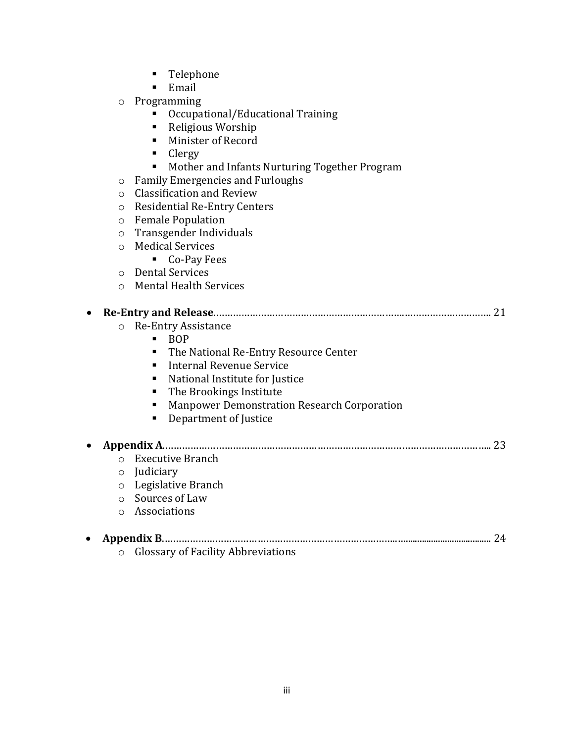- Telephone
        - Email
    - Programming
        - Occupational/Educational Training
        - Religious Worship
        - Minister of Record
        - Clergy
        - Mother and Infants Nurturing Together Program
    - Family Emergencies and Furloughs
    - Classification and Review
    - Residential Re-Entry Centers
    - Female Population
    - Transgender Individuals
    - Medical Services
        - Co-Pay Fees
    - Dental Services
    - Mental Health Services

- **Re-Entry and Release**………………………………………………………………………………………. 21
    - Re-Entry Assistance
        - BOP
        - The National Re-Entry Resource Center
        - Internal Revenue Service
        - National Institute for Justice
        - The Brookings Institute
        - Manpower Demonstration Research Corporation
        - Department of Justice

- **Appendix A**………………………………………………………………………………………………….. 23
    - Executive Branch
    - Judiciary
    - Legislative Branch
    - Sources of Law
    - Associations

- **Appendix B**……………………………………………………………………………………………………. 24
    - Glossary of Facility Abbreviations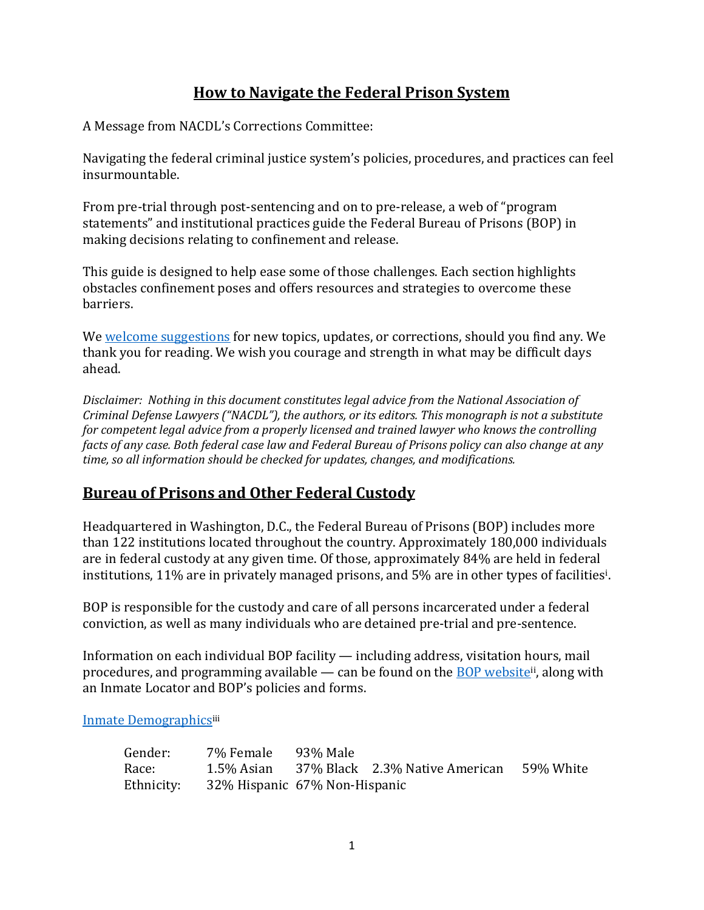# How to Navigate the Federal Prison System

A Message from NACDL's Corrections Committee:

Navigating the federal criminal justice system's policies, procedures, and practices can feel insurmountable.

From pre-trial through post-sentencing and on to pre-release, a web of "program statements" and institutional practices guide the Federal Bureau of Prisons (BOP) in making decisions relating to confinement and release.

This guide is designed to help ease some of those challenges. Each section highlights obstacles confinement poses and offers resources and strategies to overcome these barriers.

We welcome suggestions for new topics, updates, or corrections, should you find any. We thank you for reading. We wish you courage and strength in what may be difficult days ahead.

*Disclaimer: Nothing in this document constitutes legal advice from the National Association of Criminal Defense Lawyers ("NACDL"), the authors, or its editors. This monograph is not a substitute for competent legal advice from a properly licensed and trained lawyer who knows the controlling facts of any case. Both federal case law and Federal Bureau of Prisons policy can also change at any time, so all information should be checked for updates, changes, and modifications.*

## Bureau of Prisons and Other Federal Custody

Headquartered in Washington, D.C., the Federal Bureau of Prisons (BOP) includes more than 122 institutions located throughout the country. Approximately 180,000 individuals are in federal custody at any given time. Of those, approximately 84% are held in federal institutions, 11% are in privately managed prisons, and 5% are in other types of facilities[i].

BOP is responsible for the custody and care of all persons incarcerated under a federal conviction, as well as many individuals who are detained pre-trial and pre-sentence.

Information on each individual BOP facility — including address, visitation hours, mail procedures, and programming available — can be found on the BOP website[ii], along with an Inmate Locator and BOP's policies and forms.

Inmate Demographics[iii]

| | | | | |
|---|---|---|---|---|
| Gender: | 7% Female | 93% Male | | |
| Race: | 1.5% Asian | 37% Black | 2.3% Native American | 59% White |
| Ethnicity: | 32% Hispanic | 67% Non-Hispanic | | |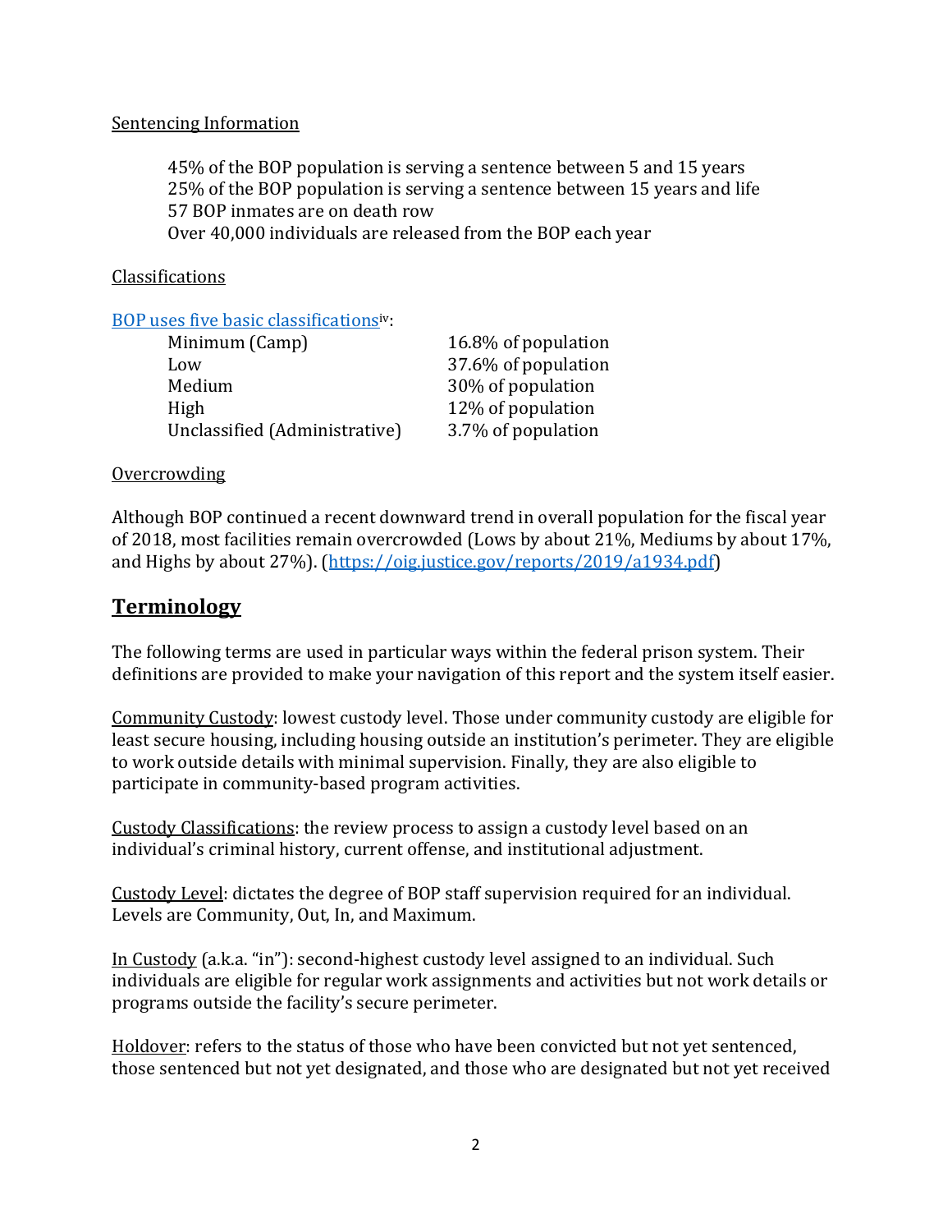Sentencing Information

45% of the BOP population is serving a sentence between 5 and 15 years
25% of the BOP population is serving a sentence between 15 years and life
57 BOP inmates are on death row
Over 40,000 individuals are released from the BOP each year

Classifications

[BOP uses five basic classifications][iv]:

| | |
|---|---|
| Minimum (Camp) | 16.8% of population |
| Low | 37.6% of population |
| Medium | 30% of population |
| High | 12% of population |
| Unclassified (Administrative) | 3.7% of population |

Overcrowding

Although BOP continued a recent downward trend in overall population for the fiscal year of 2018, most facilities remain overcrowded (Lows by about 21%, Mediums by about 17%, and Highs by about 27%). (https://oig.justice.gov/reports/2019/a1934.pdf)

## Terminology

The following terms are used in particular ways within the federal prison system. Their definitions are provided to make your navigation of this report and the system itself easier.

Community Custody: lowest custody level. Those under community custody are eligible for least secure housing, including housing outside an institution's perimeter. They are eligible to work outside details with minimal supervision. Finally, they are also eligible to participate in community-based program activities.

Custody Classifications: the review process to assign a custody level based on an individual's criminal history, current offense, and institutional adjustment.

Custody Level: dictates the degree of BOP staff supervision required for an individual. Levels are Community, Out, In, and Maximum.

In Custody (a.k.a. "in"): second-highest custody level assigned to an individual. Such individuals are eligible for regular work assignments and activities but not work details or programs outside the facility's secure perimeter.

Holdover: refers to the status of those who have been convicted but not yet sentenced, those sentenced but not yet designated, and those who are designated but not yet received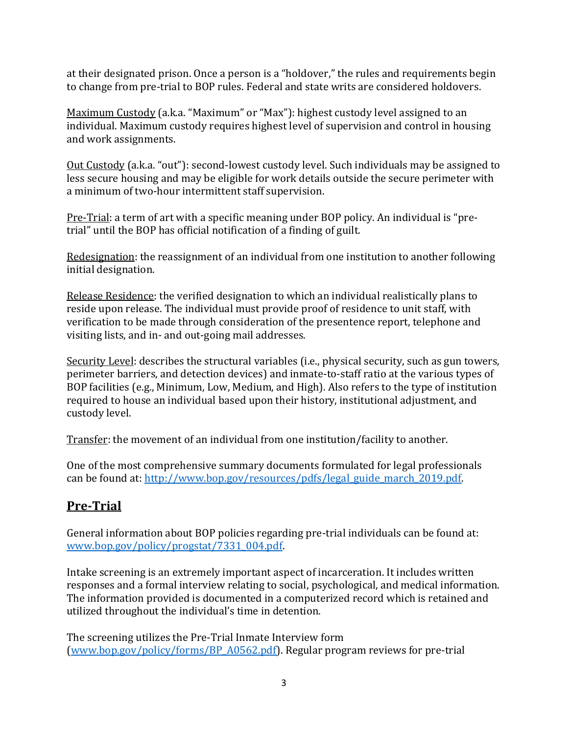at their designated prison. Once a person is a "holdover," the rules and requirements begin to change from pre-trial to BOP rules. Federal and state writs are considered holdovers.

Maximum Custody (a.k.a. "Maximum" or "Max"): highest custody level assigned to an individual. Maximum custody requires highest level of supervision and control in housing and work assignments.

Out Custody (a.k.a. "out"): second-lowest custody level. Such individuals may be assigned to less secure housing and may be eligible for work details outside the secure perimeter with a minimum of two-hour intermittent staff supervision.

Pre-Trial: a term of art with a specific meaning under BOP policy. An individual is "pre-trial" until the BOP has official notification of a finding of guilt.

Redesignation: the reassignment of an individual from one institution to another following initial designation.

Release Residence: the verified designation to which an individual realistically plans to reside upon release. The individual must provide proof of residence to unit staff, with verification to be made through consideration of the presentence report, telephone and visiting lists, and in- and out-going mail addresses.

Security Level: describes the structural variables (i.e., physical security, such as gun towers, perimeter barriers, and detection devices) and inmate-to-staff ratio at the various types of BOP facilities (e.g., Minimum, Low, Medium, and High). Also refers to the type of institution required to house an individual based upon their history, institutional adjustment, and custody level.

Transfer: the movement of an individual from one institution/facility to another.

One of the most comprehensive summary documents formulated for legal professionals can be found at: [http://www.bop.gov/resources/pdfs/legal_guide_march_2019.pdf](http://www.bop.gov/resources/pdfs/legal_guide_march_2019.pdf).

## Pre-Trial

General information about BOP policies regarding pre-trial individuals can be found at: [www.bop.gov/policy/progstat/7331_004.pdf](www.bop.gov/policy/progstat/7331_004.pdf).

Intake screening is an extremely important aspect of incarceration. It includes written responses and a formal interview relating to social, psychological, and medical information. The information provided is documented in a computerized record which is retained and utilized throughout the individual's time in detention.

The screening utilizes the Pre-Trial Inmate Interview form ([www.bop.gov/policy/forms/BP_A0562.pdf](www.bop.gov/policy/forms/BP_A0562.pdf)). Regular program reviews for pre-trial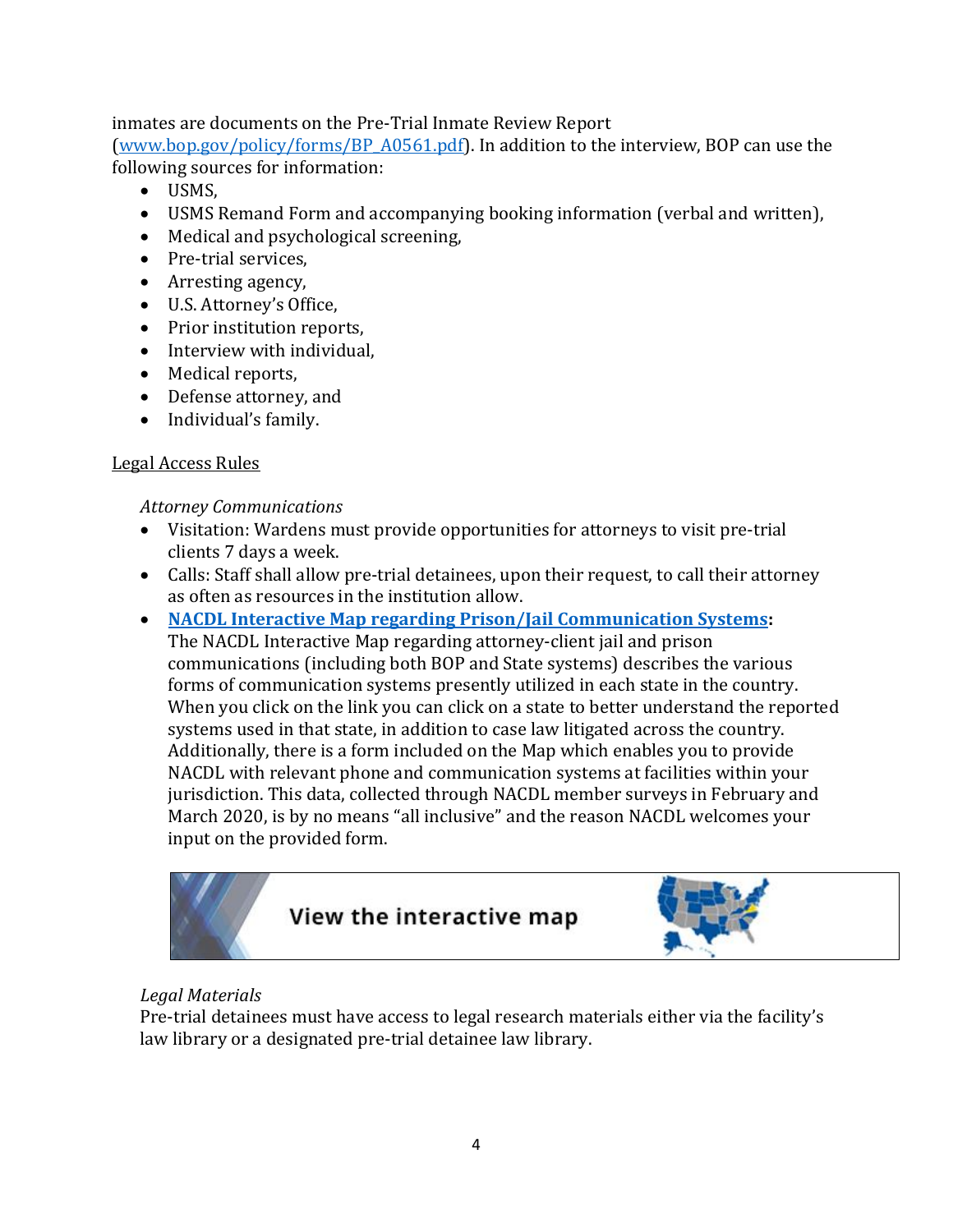inmates are documents on the Pre-Trial Inmate Review Report (www.bop.gov/policy/forms/BP_A0561.pdf). In addition to the interview, BOP can use the following sources for information:

- USMS,
- USMS Remand Form and accompanying booking information (verbal and written),
- Medical and psychological screening,
- Pre-trial services,
- Arresting agency,
- U.S. Attorney's Office,
- Prior institution reports,
- Interview with individual,
- Medical reports,
- Defense attorney, and
- Individual's family.

Legal Access Rules

*Attorney Communications*

- Visitation: Wardens must provide opportunities for attorneys to visit pre-trial clients 7 days a week.
- Calls: Staff shall allow pre-trial detainees, upon their request, to call their attorney as often as resources in the institution allow.
- **NACDL Interactive Map regarding Prison/Jail Communication Systems:** The NACDL Interactive Map regarding attorney-client jail and prison communications (including both BOP and State systems) describes the various forms of communication systems presently utilized in each state in the country. When you click on the link you can click on a state to better understand the reported systems used in that state, in addition to case law litigated across the country. Additionally, there is a form included on the Map which enables you to provide NACDL with relevant phone and communication systems at facilities within your jurisdiction. This data, collected through NACDL member surveys in February and March 2020, is by no means "all inclusive" and the reason NACDL welcomes your input on the provided form.

View the interactive map

*Legal Materials*

Pre-trial detainees must have access to legal research materials either via the facility's law library or a designated pre-trial detainee law library.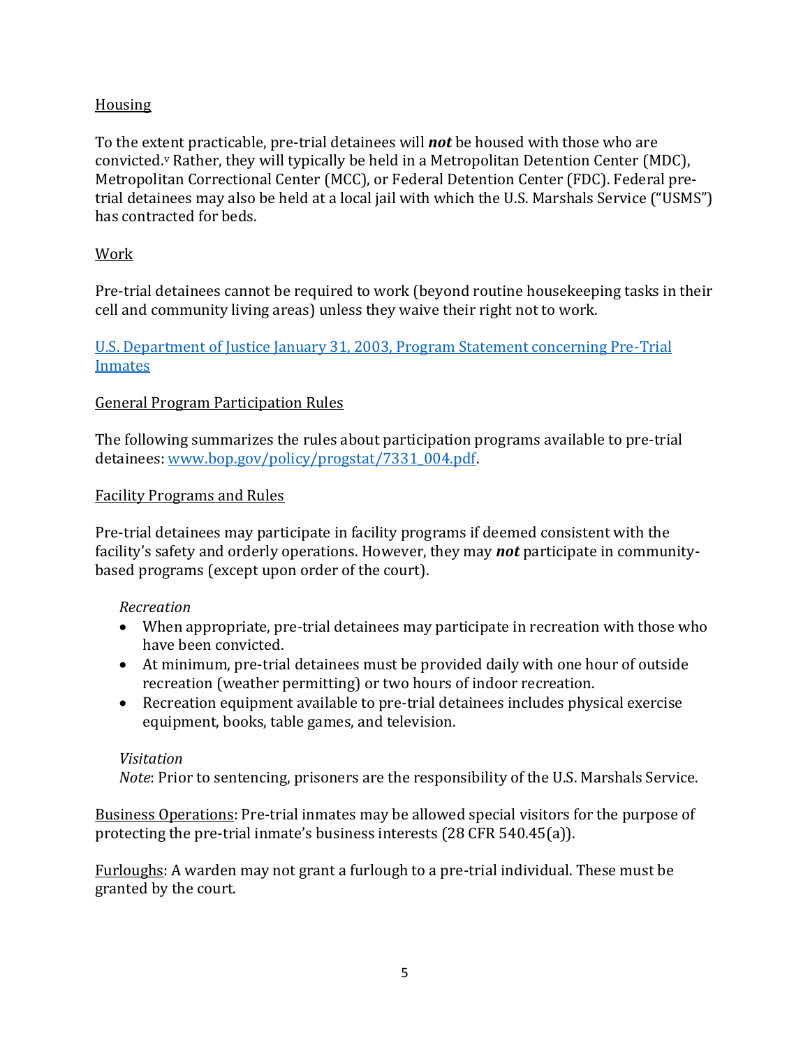Housing

To the extent practicable, pre-trial detainees will ***not*** be housed with those who are convicted.[v] Rather, they will typically be held in a Metropolitan Detention Center (MDC), Metropolitan Correctional Center (MCC), or Federal Detention Center (FDC). Federal pre-trial detainees may also be held at a local jail with which the U.S. Marshals Service ("USMS") has contracted for beds.

Work

Pre-trial detainees cannot be required to work (beyond routine housekeeping tasks in their cell and community living areas) unless they waive their right not to work.

[U.S. Department of Justice January 31, 2003, Program Statement concerning Pre-Trial Inmates](www.bop.gov/policy/progstat/7331_004.pdf)

General Program Participation Rules

The following summarizes the rules about participation programs available to pre-trial detainees: www.bop.gov/policy/progstat/7331_004.pdf.

Facility Programs and Rules

Pre-trial detainees may participate in facility programs if deemed consistent with the facility's safety and orderly operations. However, they may ***not*** participate in community-based programs (except upon order of the court).

*Recreation*

- When appropriate, pre-trial detainees may participate in recreation with those who have been convicted.
- At minimum, pre-trial detainees must be provided daily with one hour of outside recreation (weather permitting) or two hours of indoor recreation.
- Recreation equipment available to pre-trial detainees includes physical exercise equipment, books, table games, and television.

*Visitation*

*Note*: Prior to sentencing, prisoners are the responsibility of the U.S. Marshals Service.

Business Operations: Pre-trial inmates may be allowed special visitors for the purpose of protecting the pre-trial inmate's business interests (28 CFR 540.45(a)).

Furloughs: A warden may not grant a furlough to a pre-trial individual. These must be granted by the court.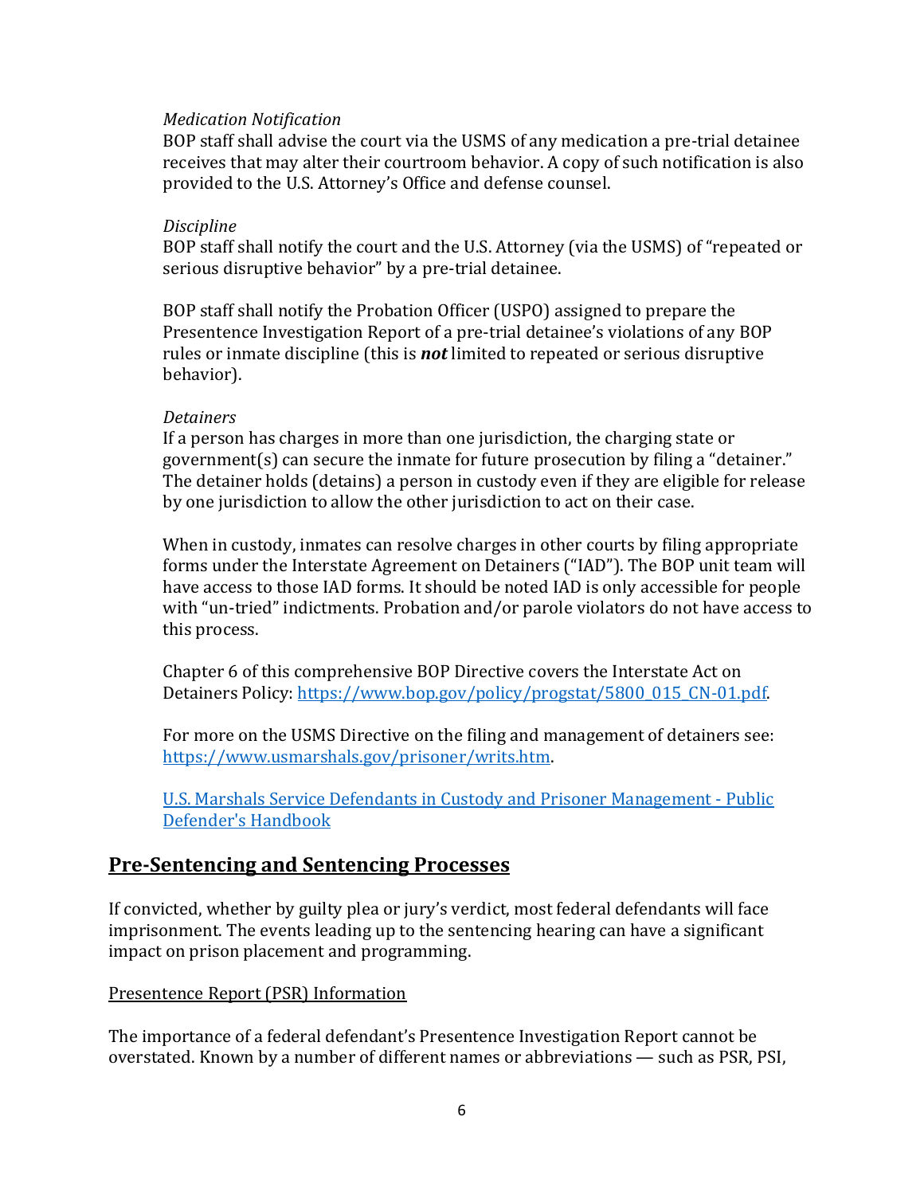*Medication Notification*

BOP staff shall advise the court via the USMS of any medication a pre-trial detainee receives that may alter their courtroom behavior. A copy of such notification is also provided to the U.S. Attorney's Office and defense counsel.

*Discipline*

BOP staff shall notify the court and the U.S. Attorney (via the USMS) of "repeated or serious disruptive behavior" by a pre-trial detainee.

BOP staff shall notify the Probation Officer (USPO) assigned to prepare the Presentence Investigation Report of a pre-trial detainee's violations of any BOP rules or inmate discipline (this is ***not*** limited to repeated or serious disruptive behavior).

*Detainers*

If a person has charges in more than one jurisdiction, the charging state or government(s) can secure the inmate for future prosecution by filing a "detainer." The detainer holds (detains) a person in custody even if they are eligible for release by one jurisdiction to allow the other jurisdiction to act on their case.

When in custody, inmates can resolve charges in other courts by filing appropriate forms under the Interstate Agreement on Detainers ("IAD"). The BOP unit team will have access to those IAD forms. It should be noted IAD is only accessible for people with "un-tried" indictments. Probation and/or parole violators do not have access to this process.

Chapter 6 of this comprehensive BOP Directive covers the Interstate Act on Detainers Policy: [https://www.bop.gov/policy/progstat/5800_015_CN-01.pdf](https://www.bop.gov/policy/progstat/5800_015_CN-01.pdf).

For more on the USMS Directive on the filing and management of detainers see: [https://www.usmarshals.gov/prisoner/writs.htm](https://www.usmarshals.gov/prisoner/writs.htm).

[U.S. Marshals Service Defendants in Custody and Prisoner Management - Public Defender's Handbook]()

## Pre-Sentencing and Sentencing Processes

If convicted, whether by guilty plea or jury's verdict, most federal defendants will face imprisonment. The events leading up to the sentencing hearing can have a significant impact on prison placement and programming.

### Presentence Report (PSR) Information

The importance of a federal defendant's Presentence Investigation Report cannot be overstated. Known by a number of different names or abbreviations — such as PSR, PSI,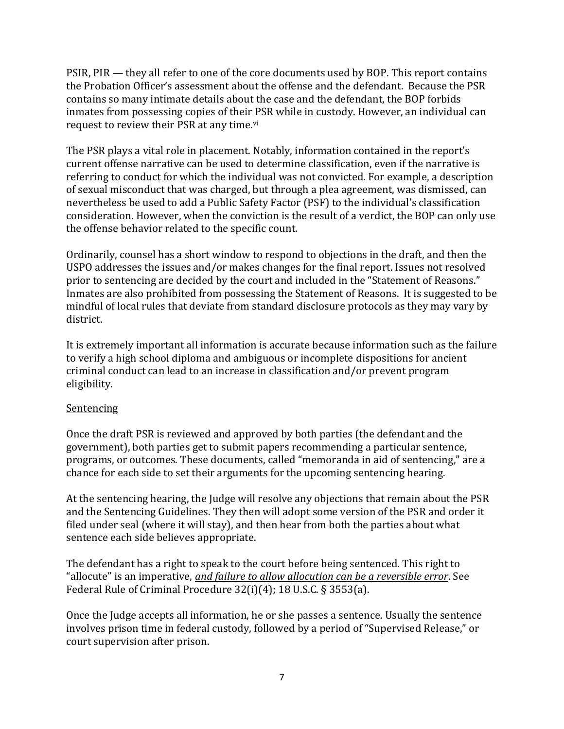PSIR, PIR — they all refer to one of the core documents used by BOP. This report contains the Probation Officer's assessment about the offense and the defendant. Because the PSR contains so many intimate details about the case and the defendant, the BOP forbids inmates from possessing copies of their PSR while in custody. However, an individual can request to review their PSR at any time.[vi]

The PSR plays a vital role in placement. Notably, information contained in the report's current offense narrative can be used to determine classification, even if the narrative is referring to conduct for which the individual was not convicted. For example, a description of sexual misconduct that was charged, but through a plea agreement, was dismissed, can nevertheless be used to add a Public Safety Factor (PSF) to the individual's classification consideration. However, when the conviction is the result of a verdict, the BOP can only use the offense behavior related to the specific count.

Ordinarily, counsel has a short window to respond to objections in the draft, and then the USPO addresses the issues and/or makes changes for the final report. Issues not resolved prior to sentencing are decided by the court and included in the "Statement of Reasons." Inmates are also prohibited from possessing the Statement of Reasons. It is suggested to be mindful of local rules that deviate from standard disclosure protocols as they may vary by district.

It is extremely important all information is accurate because information such as the failure to verify a high school diploma and ambiguous or incomplete dispositions for ancient criminal conduct can lead to an increase in classification and/or prevent program eligibility.

<u>Sentencing</u>

Once the draft PSR is reviewed and approved by both parties (the defendant and the government), both parties get to submit papers recommending a particular sentence, programs, or outcomes. These documents, called "memoranda in aid of sentencing," are a chance for each side to set their arguments for the upcoming sentencing hearing.

At the sentencing hearing, the Judge will resolve any objections that remain about the PSR and the Sentencing Guidelines. They then will adopt some version of the PSR and order it filed under seal (where it will stay), and then hear from both the parties about what sentence each side believes appropriate.

The defendant has a right to speak to the court before being sentenced. This right to "allocute" is an imperative, ***<u>and failure to allow allocution can be a reversible error</u>***. See Federal Rule of Criminal Procedure 32(i)(4); 18 U.S.C. § 3553(a).

Once the Judge accepts all information, he or she passes a sentence. Usually the sentence involves prison time in federal custody, followed by a period of "Supervised Release," or court supervision after prison.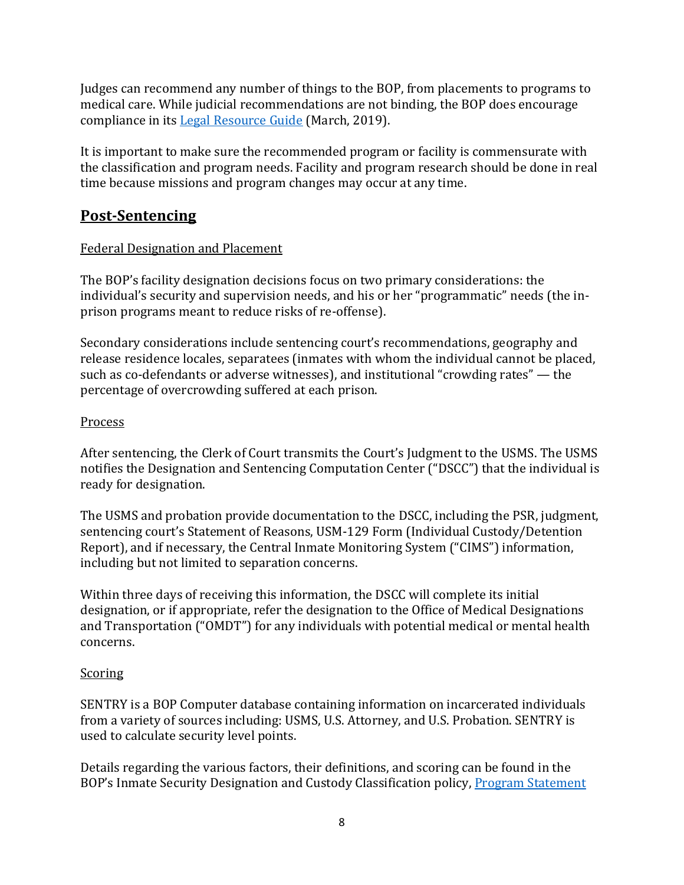Judges can recommend any number of things to the BOP, from placements to programs to medical care. While judicial recommendations are not binding, the BOP does encourage compliance in its Legal Resource Guide (March, 2019).

It is important to make sure the recommended program or facility is commensurate with the classification and program needs. Facility and program research should be done in real time because missions and program changes may occur at any time.

## Post-Sentencing

Federal Designation and Placement

The BOP's facility designation decisions focus on two primary considerations: the individual's security and supervision needs, and his or her "programmatic" needs (the in-prison programs meant to reduce risks of re-offense).

Secondary considerations include sentencing court's recommendations, geography and release residence locales, separatees (inmates with whom the individual cannot be placed, such as co-defendants or adverse witnesses), and institutional "crowding rates" — the percentage of overcrowding suffered at each prison.

Process

After sentencing, the Clerk of Court transmits the Court's Judgment to the USMS. The USMS notifies the Designation and Sentencing Computation Center ("DSCC") that the individual is ready for designation.

The USMS and probation provide documentation to the DSCC, including the PSR, judgment, sentencing court's Statement of Reasons, USM-129 Form (Individual Custody/Detention Report), and if necessary, the Central Inmate Monitoring System ("CIMS") information, including but not limited to separation concerns.

Within three days of receiving this information, the DSCC will complete its initial designation, or if appropriate, refer the designation to the Office of Medical Designations and Transportation ("OMDT") for any individuals with potential medical or mental health concerns.

Scoring

SENTRY is a BOP Computer database containing information on incarcerated individuals from a variety of sources including: USMS, U.S. Attorney, and U.S. Probation. SENTRY is used to calculate security level points.

Details regarding the various factors, their definitions, and scoring can be found in the BOP's Inmate Security Designation and Custody Classification policy, Program Statement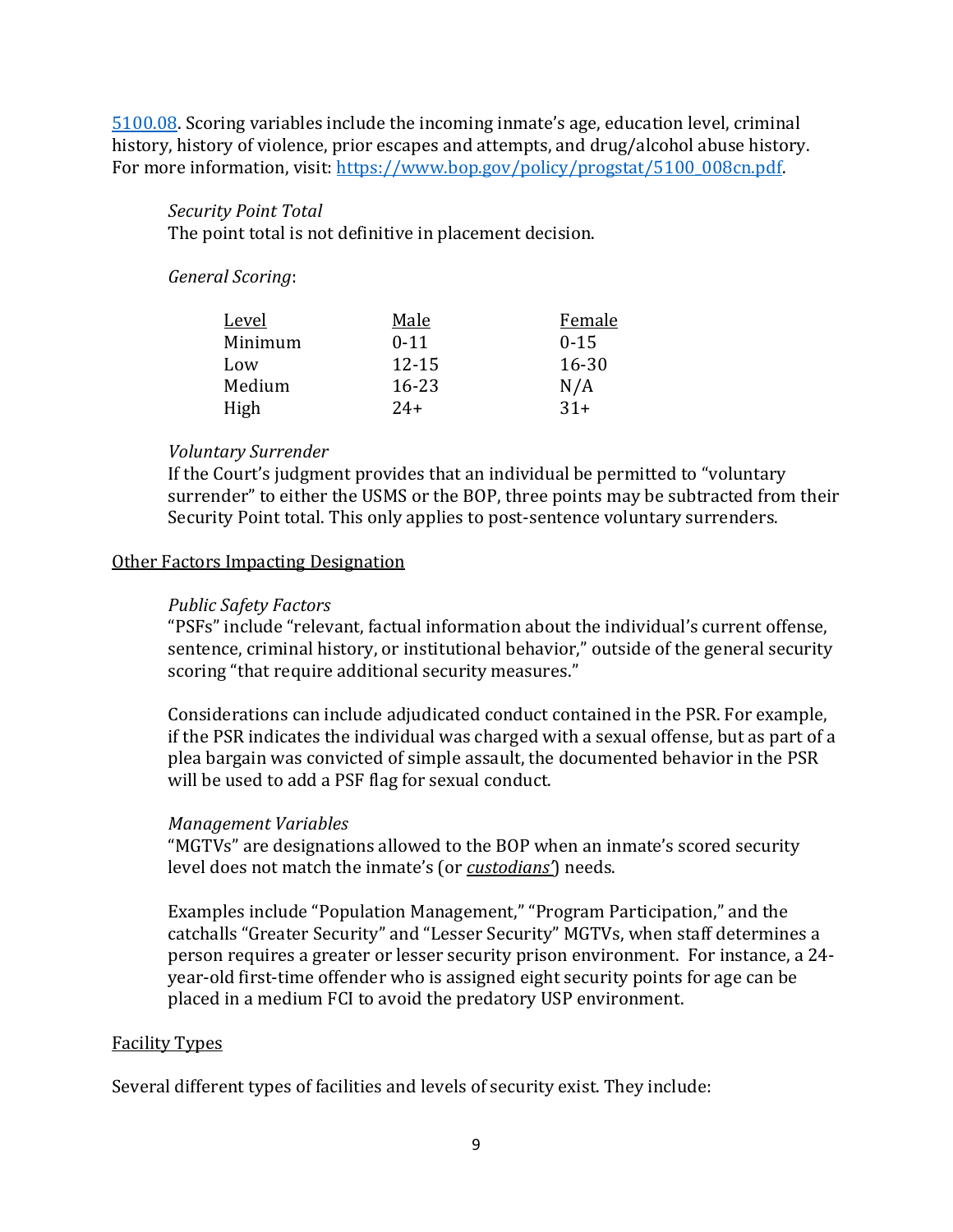[5100.08](https://www.bop.gov/policy/progstat/5100_008cn.pdf). Scoring variables include the incoming inmate's age, education level, criminal history, history of violence, prior escapes and attempts, and drug/alcohol abuse history. For more information, visit: [https://www.bop.gov/policy/progstat/5100_008cn.pdf](https://www.bop.gov/policy/progstat/5100_008cn.pdf).

*Security Point Total*
The point total is not definitive in placement decision.

*General Scoring*:

| Level | Male | Female |
|---|---|---|
| Minimum | 0-11 | 0-15 |
| Low | 12-15 | 16-30 |
| Medium | 16-23 | N/A |
| High | 24+ | 31+ |

*Voluntary Surrender*
If the Court's judgment provides that an individual be permitted to "voluntary surrender" to either the USMS or the BOP, three points may be subtracted from their Security Point total. This only applies to post-sentence voluntary surrenders.

<u>Other Factors Impacting Designation</u>

*Public Safety Factors*
"PSFs" include "relevant, factual information about the individual's current offense, sentence, criminal history, or institutional behavior," outside of the general security scoring "that require additional security measures."

Considerations can include adjudicated conduct contained in the PSR. For example, if the PSR indicates the individual was charged with a sexual offense, but as part of a plea bargain was convicted of simple assault, the documented behavior in the PSR will be used to add a PSF flag for sexual conduct.

*Management Variables*
"MGTVs" are designations allowed to the BOP when an inmate's scored security level does not match the inmate's (or ***<u>custodians'</u>***) needs.

Examples include "Population Management," "Program Participation," and the catchalls "Greater Security" and "Lesser Security" MGTVs, when staff determines a person requires a greater or lesser security prison environment. For instance, a 24-year-old first-time offender who is assigned eight security points for age can be placed in a medium FCI to avoid the predatory USP environment.

<u>Facility Types</u>

Several different types of facilities and levels of security exist. They include: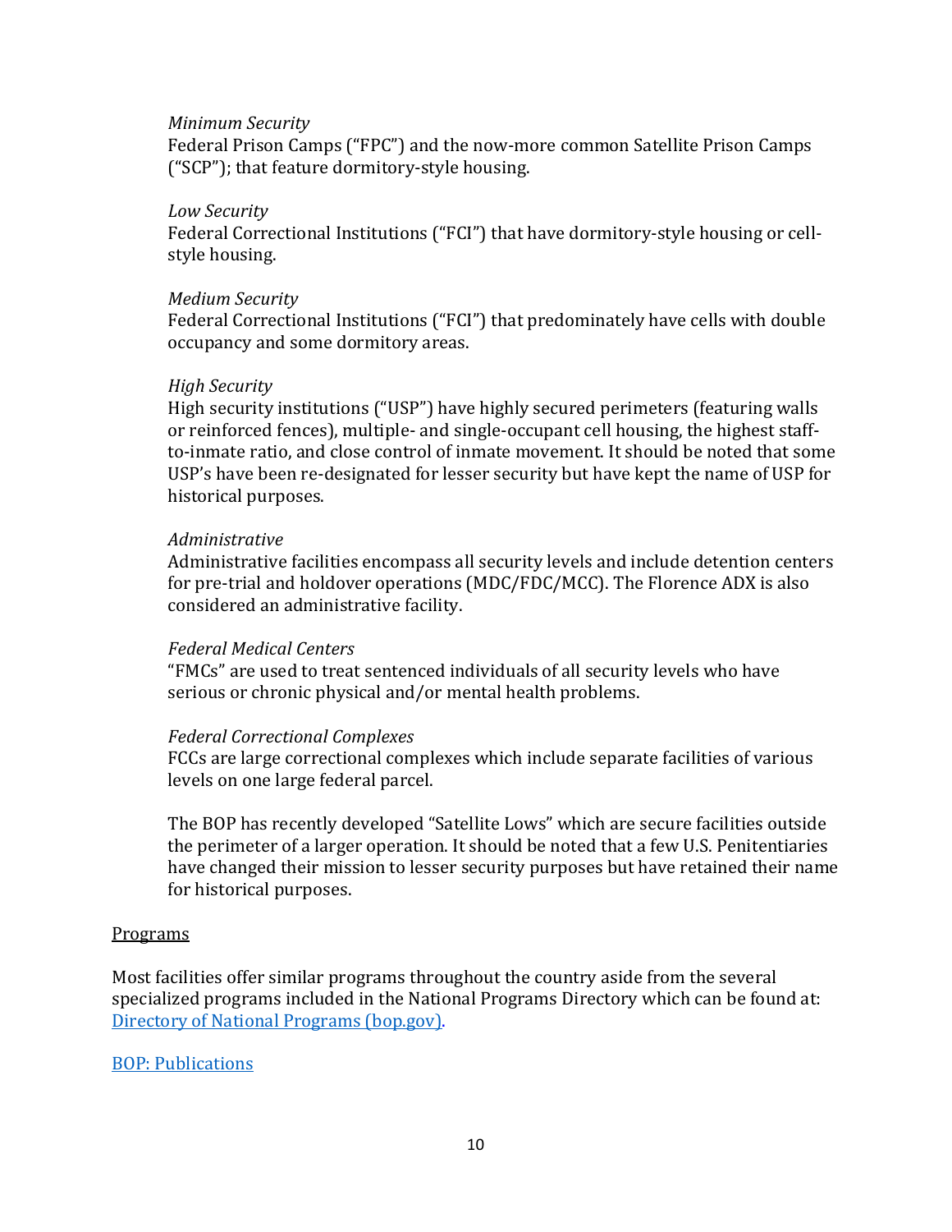*Minimum Security*
Federal Prison Camps ("FPC") and the now-more common Satellite Prison Camps ("SCP"); that feature dormitory-style housing.

*Low Security*
Federal Correctional Institutions ("FCI") that have dormitory-style housing or cell-style housing.

*Medium Security*
Federal Correctional Institutions ("FCI") that predominately have cells with double occupancy and some dormitory areas.

*High Security*
High security institutions ("USP") have highly secured perimeters (featuring walls or reinforced fences), multiple- and single-occupant cell housing, the highest staff-to-inmate ratio, and close control of inmate movement. It should be noted that some USP's have been re-designated for lesser security but have kept the name of USP for historical purposes.

*Administrative*
Administrative facilities encompass all security levels and include detention centers for pre-trial and holdover operations (MDC/FDC/MCC). The Florence ADX is also considered an administrative facility.

*Federal Medical Centers*
"FMCs" are used to treat sentenced individuals of all security levels who have serious or chronic physical and/or mental health problems.

*Federal Correctional Complexes*
FCCs are large correctional complexes which include separate facilities of various levels on one large federal parcel.

The BOP has recently developed "Satellite Lows" which are secure facilities outside the perimeter of a larger operation. It should be noted that a few U.S. Penitentiaries have changed their mission to lesser security purposes but have retained their name for historical purposes.

<u>Programs</u>

Most facilities offer similar programs throughout the country aside from the several specialized programs included in the National Programs Directory which can be found at: [Directory of National Programs (bop.gov)](bop.gov).

[BOP: Publications]()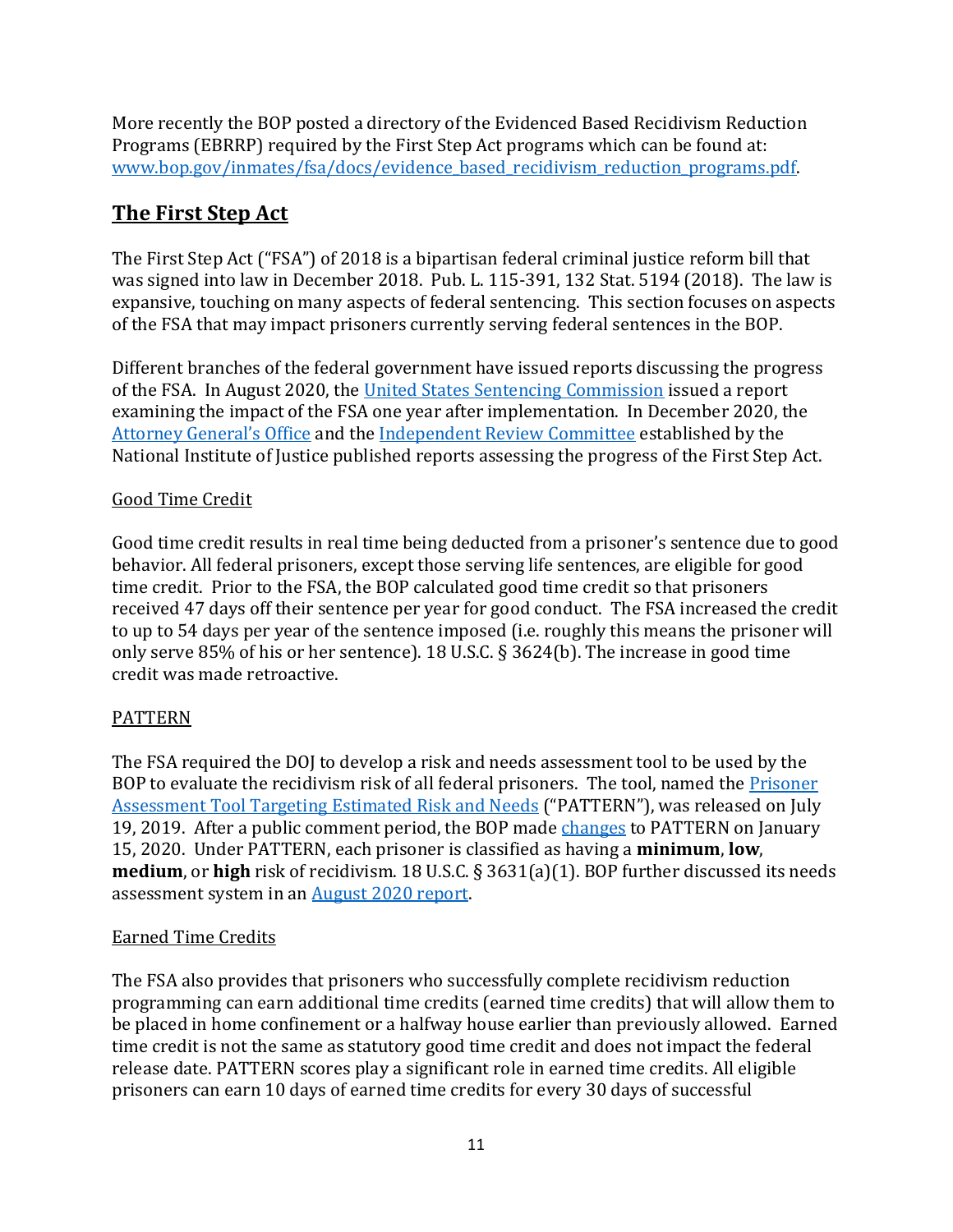More recently the BOP posted a directory of the Evidenced Based Recidivism Reduction Programs (EBRRP) required by the First Step Act programs which can be found at: [www.bop.gov/inmates/fsa/docs/evidence_based_recidivism_reduction_programs.pdf](www.bop.gov/inmates/fsa/docs/evidence_based_recidivism_reduction_programs.pdf).

## The First Step Act

The First Step Act ("FSA") of 2018 is a bipartisan federal criminal justice reform bill that was signed into law in December 2018. Pub. L. 115-391, 132 Stat. 5194 (2018). The law is expansive, touching on many aspects of federal sentencing. This section focuses on aspects of the FSA that may impact prisoners currently serving federal sentences in the BOP.

Different branches of the federal government have issued reports discussing the progress of the FSA. In August 2020, the United States Sentencing Commission issued a report examining the impact of the FSA one year after implementation. In December 2020, the Attorney General's Office and the Independent Review Committee established by the National Institute of Justice published reports assessing the progress of the First Step Act.

### Good Time Credit

Good time credit results in real time being deducted from a prisoner's sentence due to good behavior. All federal prisoners, except those serving life sentences, are eligible for good time credit. Prior to the FSA, the BOP calculated good time credit so that prisoners received 47 days off their sentence per year for good conduct. The FSA increased the credit to up to 54 days per year of the sentence imposed (i.e. roughly this means the prisoner will only serve 85% of his or her sentence). 18 U.S.C. § 3624(b). The increase in good time credit was made retroactive.

### PATTERN

The FSA required the DOJ to develop a risk and needs assessment tool to be used by the BOP to evaluate the recidivism risk of all federal prisoners. The tool, named the Prisoner Assessment Tool Targeting Estimated Risk and Needs ("PATTERN"), was released on July 19, 2019. After a public comment period, the BOP made changes to PATTERN on January 15, 2020. Under PATTERN, each prisoner is classified as having a **minimum**, **low**, **medium**, or **high** risk of recidivism. 18 U.S.C. § 3631(a)(1). BOP further discussed its needs assessment system in an August 2020 report.

### Earned Time Credits

The FSA also provides that prisoners who successfully complete recidivism reduction programming can earn additional time credits (earned time credits) that will allow them to be placed in home confinement or a halfway house earlier than previously allowed. Earned time credit is not the same as statutory good time credit and does not impact the federal release date. PATTERN scores play a significant role in earned time credits. All eligible prisoners can earn 10 days of earned time credits for every 30 days of successful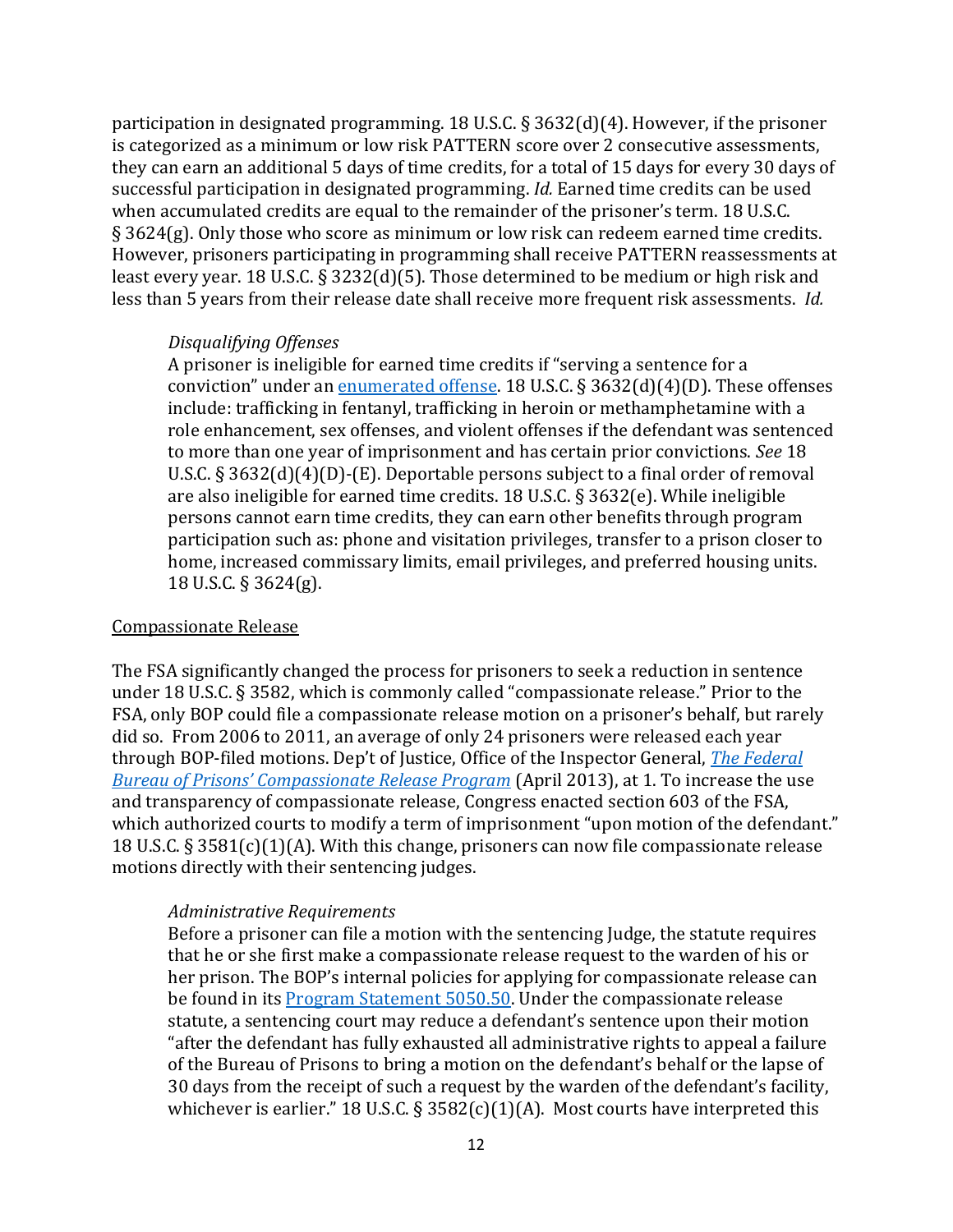participation in designated programming. 18 U.S.C. § 3632(d)(4). However, if the prisoner is categorized as a minimum or low risk PATTERN score over 2 consecutive assessments, they can earn an additional 5 days of time credits, for a total of 15 days for every 30 days of successful participation in designated programming. *Id.* Earned time credits can be used when accumulated credits are equal to the remainder of the prisoner's term. 18 U.S.C. § 3624(g). Only those who score as minimum or low risk can redeem earned time credits. However, prisoners participating in programming shall receive PATTERN reassessments at least every year. 18 U.S.C. § 3232(d)(5). Those determined to be medium or high risk and less than 5 years from their release date shall receive more frequent risk assessments. *Id.*

*Disqualifying Offenses*

A prisoner is ineligible for earned time credits if "serving a sentence for a conviction" under an enumerated offense. 18 U.S.C. § 3632(d)(4)(D). These offenses include: trafficking in fentanyl, trafficking in heroin or methamphetamine with a role enhancement, sex offenses, and violent offenses if the defendant was sentenced to more than one year of imprisonment and has certain prior convictions. *See* 18 U.S.C. § 3632(d)(4)(D)-(E). Deportable persons subject to a final order of removal are also ineligible for earned time credits. 18 U.S.C. § 3632(e). While ineligible persons cannot earn time credits, they can earn other benefits through program participation such as: phone and visitation privileges, transfer to a prison closer to home, increased commissary limits, email privileges, and preferred housing units. 18 U.S.C. § 3624(g).

Compassionate Release

The FSA significantly changed the process for prisoners to seek a reduction in sentence under 18 U.S.C. § 3582, which is commonly called "compassionate release." Prior to the FSA, only BOP could file a compassionate release motion on a prisoner's behalf, but rarely did so. From 2006 to 2011, an average of only 24 prisoners were released each year through BOP-filed motions. Dep't of Justice, Office of the Inspector General, *The Federal Bureau of Prisons' Compassionate Release Program* (April 2013), at 1. To increase the use and transparency of compassionate release, Congress enacted section 603 of the FSA, which authorized courts to modify a term of imprisonment "upon motion of the defendant." 18 U.S.C. § 3581(c)(1)(A). With this change, prisoners can now file compassionate release motions directly with their sentencing judges.

*Administrative Requirements*

Before a prisoner can file a motion with the sentencing Judge, the statute requires that he or she first make a compassionate release request to the warden of his or her prison. The BOP's internal policies for applying for compassionate release can be found in its Program Statement 5050.50. Under the compassionate release statute, a sentencing court may reduce a defendant's sentence upon their motion "after the defendant has fully exhausted all administrative rights to appeal a failure of the Bureau of Prisons to bring a motion on the defendant's behalf or the lapse of 30 days from the receipt of such a request by the warden of the defendant's facility, whichever is earlier." 18 U.S.C. § 3582(c)(1)(A). Most courts have interpreted this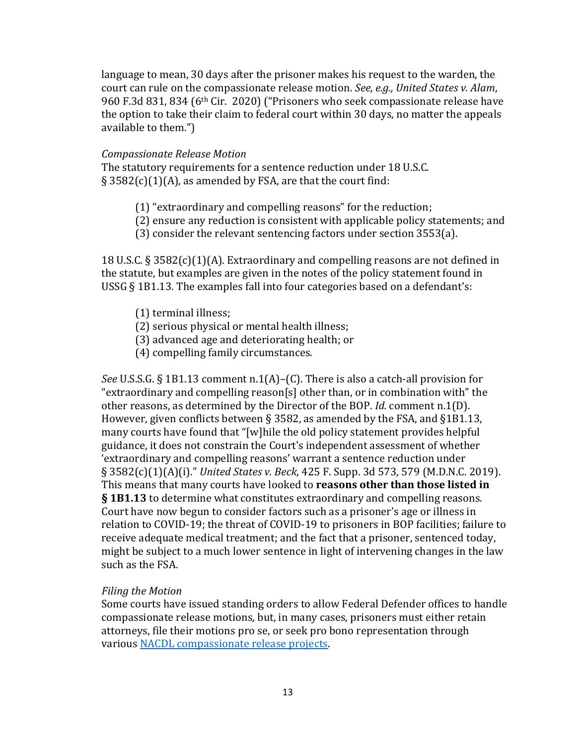language to mean, 30 days after the prisoner makes his request to the warden, the court can rule on the compassionate release motion. *See, e.g., United States v. Alam*, 960 F.3d 831, 834 (6th Cir. 2020) ("Prisoners who seek compassionate release have the option to take their claim to federal court within 30 days, no matter the appeals available to them.")

*Compassionate Release Motion*

The statutory requirements for a sentence reduction under 18 U.S.C. § 3582(c)(1)(A), as amended by FSA, are that the court find:

(1) "extraordinary and compelling reasons" for the reduction;
(2) ensure any reduction is consistent with applicable policy statements; and
(3) consider the relevant sentencing factors under section 3553(a).

18 U.S.C. § 3582(c)(1)(A). Extraordinary and compelling reasons are not defined in the statute, but examples are given in the notes of the policy statement found in USSG § 1B1.13. The examples fall into four categories based on a defendant's:

(1) terminal illness;
(2) serious physical or mental health illness;
(3) advanced age and deteriorating health; or
(4) compelling family circumstances.

*See* U.S.S.G. § 1B1.13 comment n.1(A)–(C). There is also a catch-all provision for "extraordinary and compelling reason[s] other than, or in combination with" the other reasons, as determined by the Director of the BOP. *Id.* comment n.1(D). However, given conflicts between § 3582, as amended by the FSA, and §1B1.13, many courts have found that "[w]hile the old policy statement provides helpful guidance, it does not constrain the Court's independent assessment of whether 'extraordinary and compelling reasons' warrant a sentence reduction under § 3582(c)(1)(A)(i)." *United States v. Beck*, 425 F. Supp. 3d 573, 579 (M.D.N.C. 2019). This means that many courts have looked to **reasons other than those listed in § 1B1.13** to determine what constitutes extraordinary and compelling reasons. Court have now begun to consider factors such as a prisoner's age or illness in relation to COVID-19; the threat of COVID-19 to prisoners in BOP facilities; failure to receive adequate medical treatment; and the fact that a prisoner, sentenced today, might be subject to a much lower sentence in light of intervening changes in the law such as the FSA.

*Filing the Motion*

Some courts have issued standing orders to allow Federal Defender offices to handle compassionate release motions, but, in many cases, prisoners must either retain attorneys, file their motions pro se, or seek pro bono representation through various NACDL compassionate release projects.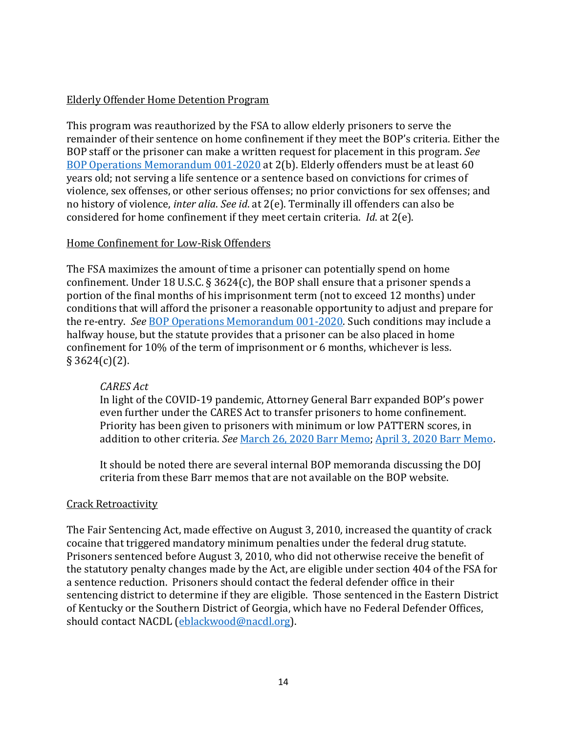Elderly Offender Home Detention Program

This program was reauthorized by the FSA to allow elderly prisoners to serve the remainder of their sentence on home confinement if they meet the BOP's criteria. Either the BOP staff or the prisoner can make a written request for placement in this program. *See* [BOP Operations Memorandum 001-2020]() at 2(b). Elderly offenders must be at least 60 years old; not serving a life sentence or a sentence based on convictions for crimes of violence, sex offenses, or other serious offenses; no prior convictions for sex offenses; and no history of violence, *inter alia*. *See id*. at 2(e). Terminally ill offenders can also be considered for home confinement if they meet certain criteria. *Id*. at 2(e).

Home Confinement for Low-Risk Offenders

The FSA maximizes the amount of time a prisoner can potentially spend on home confinement. Under 18 U.S.C. § 3624(c), the BOP shall ensure that a prisoner spends a portion of the final months of his imprisonment term (not to exceed 12 months) under conditions that will afford the prisoner a reasonable opportunity to adjust and prepare for the re-entry. *See* [BOP Operations Memorandum 001-2020](). Such conditions may include a halfway house, but the statute provides that a prisoner can be also placed in home confinement for 10% of the term of imprisonment or 6 months, whichever is less. § 3624(c)(2).

> *CARES Act*
> In light of the COVID-19 pandemic, Attorney General Barr expanded BOP's power even further under the CARES Act to transfer prisoners to home confinement. Priority has been given to prisoners with minimum or low PATTERN scores, in addition to other criteria. *See* [March 26, 2020 Barr Memo](); [April 3, 2020 Barr Memo]().
>
> It should be noted there are several internal BOP memoranda discussing the DOJ criteria from these Barr memos that are not available on the BOP website.

Crack Retroactivity

The Fair Sentencing Act, made effective on August 3, 2010, increased the quantity of crack cocaine that triggered mandatory minimum penalties under the federal drug statute. Prisoners sentenced before August 3, 2010, who did not otherwise receive the benefit of the statutory penalty changes made by the Act, are eligible under section 404 of the FSA for a sentence reduction. Prisoners should contact the federal defender office in their sentencing district to determine if they are eligible. Those sentenced in the Eastern District of Kentucky or the Southern District of Georgia, which have no Federal Defender Offices, should contact NACDL (eblackwood@nacdl.org).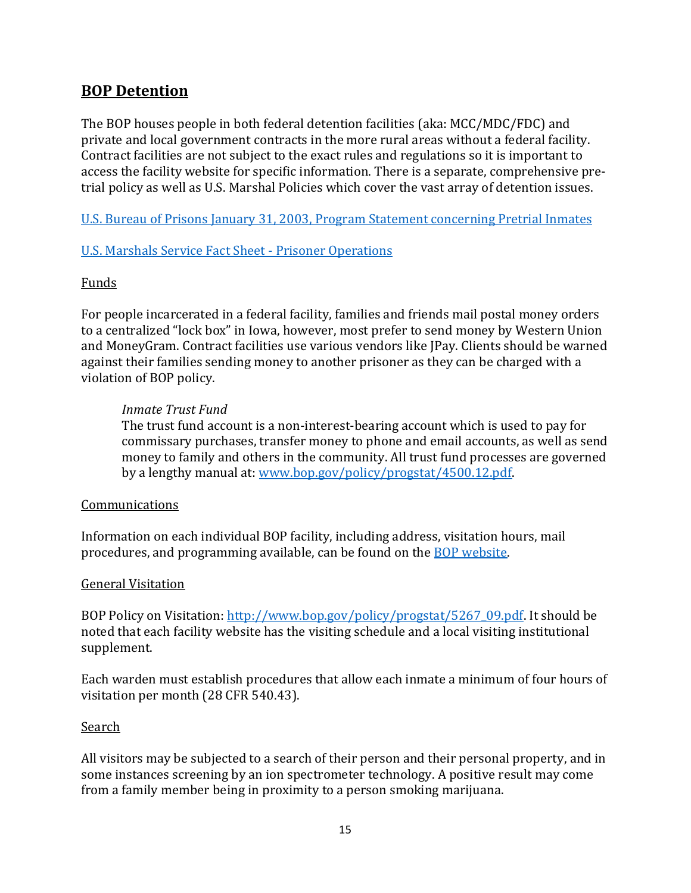## **BOP Detention**

The BOP houses people in both federal detention facilities (aka: MCC/MDC/FDC) and private and local government contracts in the more rural areas without a federal facility. Contract facilities are not subject to the exact rules and regulations so it is important to access the facility website for specific information. There is a separate, comprehensive pre-trial policy as well as U.S. Marshal Policies which cover the vast array of detention issues.

[U.S. Bureau of Prisons January 31, 2003, Program Statement concerning Pretrial Inmates]

[U.S. Marshals Service Fact Sheet - Prisoner Operations]

### Funds

For people incarcerated in a federal facility, families and friends mail postal money orders to a centralized "lock box" in Iowa, however, most prefer to send money by Western Union and MoneyGram. Contract facilities use various vendors like JPay. Clients should be warned against their families sending money to another prisoner as they can be charged with a violation of BOP policy.

> *Inmate Trust Fund*
> The trust fund account is a non-interest-bearing account which is used to pay for commissary purchases, transfer money to phone and email accounts, as well as send money to family and others in the community. All trust fund processes are governed by a lengthy manual at: www.bop.gov/policy/progstat/4500.12.pdf.

### Communications

Information on each individual BOP facility, including address, visitation hours, mail procedures, and programming available, can be found on the BOP website.

### General Visitation

BOP Policy on Visitation: http://www.bop.gov/policy/progstat/5267_09.pdf. It should be noted that each facility website has the visiting schedule and a local visiting institutional supplement.

Each warden must establish procedures that allow each inmate a minimum of four hours of visitation per month (28 CFR 540.43).

### Search

All visitors may be subjected to a search of their person and their personal property, and in some instances screening by an ion spectrometer technology. A positive result may come from a family member being in proximity to a person smoking marijuana.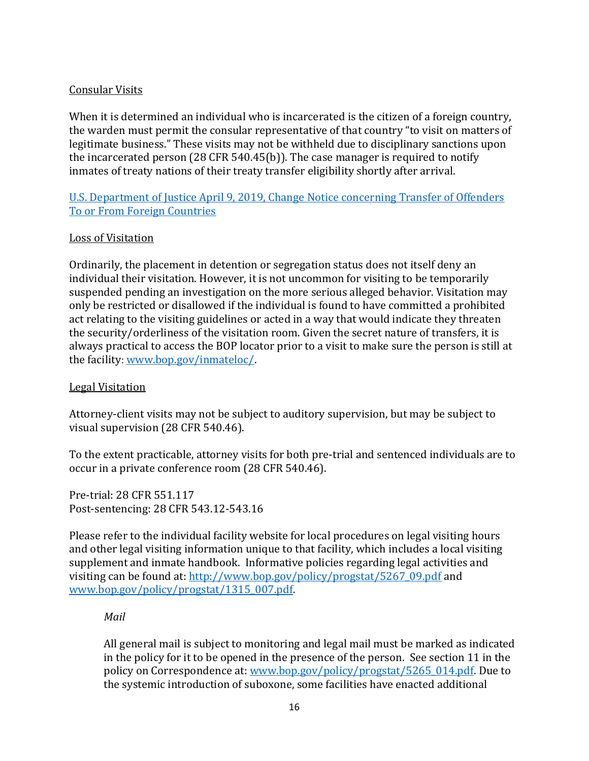## Consular Visits

When it is determined an individual who is incarcerated is the citizen of a foreign country, the warden must permit the consular representative of that country "to visit on matters of legitimate business." These visits may not be withheld due to disciplinary sanctions upon the incarcerated person (28 CFR 540.45(b)). The case manager is required to notify inmates of treaty nations of their treaty transfer eligibility shortly after arrival.

[U.S. Department of Justice April 9, 2019, Change Notice concerning Transfer of Offenders To or From Foreign Countries]

## Loss of Visitation

Ordinarily, the placement in detention or segregation status does not itself deny an individual their visitation. However, it is not uncommon for visiting to be temporarily suspended pending an investigation on the more serious alleged behavior. Visitation may only be restricted or disallowed if the individual is found to have committed a prohibited act relating to the visiting guidelines or acted in a way that would indicate they threaten the security/orderliness of the visitation room. Given the secret nature of transfers, it is always practical to access the BOP locator prior to a visit to make sure the person is still at the facility: www.bop.gov/inmateloc/.

## Legal Visitation

Attorney-client visits may not be subject to auditory supervision, but may be subject to visual supervision (28 CFR 540.46).

To the extent practicable, attorney visits for both pre-trial and sentenced individuals are to occur in a private conference room (28 CFR 540.46).

Pre-trial: 28 CFR 551.117
Post-sentencing: 28 CFR 543.12-543.16

Please refer to the individual facility website for local procedures on legal visiting hours and other legal visiting information unique to that facility, which includes a local visiting supplement and inmate handbook. Informative policies regarding legal activities and visiting can be found at: http://www.bop.gov/policy/progstat/5267_09.pdf and www.bop.gov/policy/progstat/1315_007.pdf.

### *Mail*

All general mail is subject to monitoring and legal mail must be marked as indicated in the policy for it to be opened in the presence of the person. See section 11 in the policy on Correspondence at: www.bop.gov/policy/progstat/5265_014.pdf. Due to the systemic introduction of suboxone, some facilities have enacted additional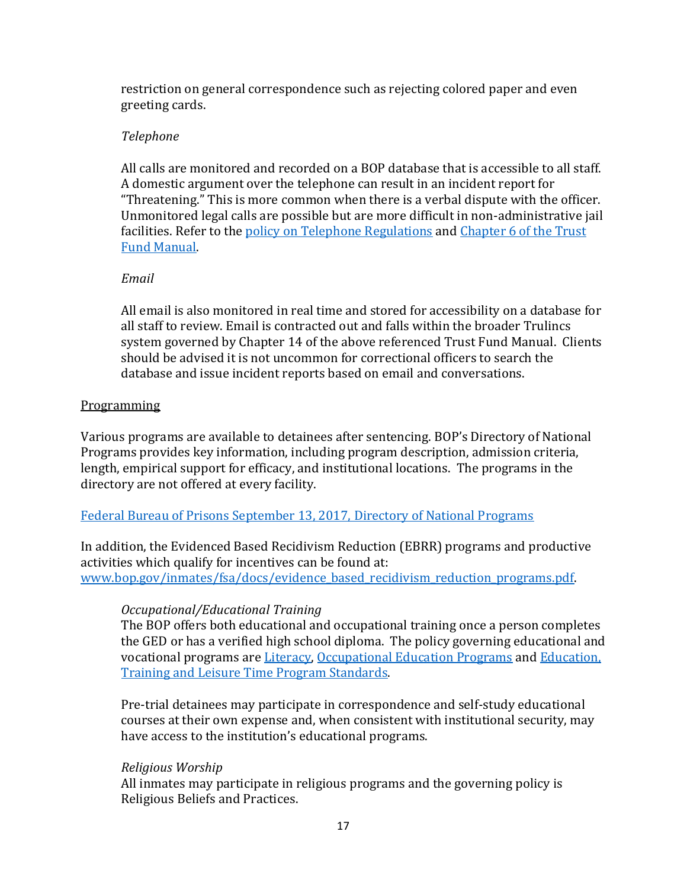restriction on general correspondence such as rejecting colored paper and even greeting cards.

*Telephone*

All calls are monitored and recorded on a BOP database that is accessible to all staff. A domestic argument over the telephone can result in an incident report for "Threatening." This is more common when there is a verbal dispute with the officer. Unmonitored legal calls are possible but are more difficult in non-administrative jail facilities. Refer to the policy on Telephone Regulations and Chapter 6 of the Trust Fund Manual.

*Email*

All email is also monitored in real time and stored for accessibility on a database for all staff to review. Email is contracted out and falls within the broader Trulincs system governed by Chapter 14 of the above referenced Trust Fund Manual. Clients should be advised it is not uncommon for correctional officers to search the database and issue incident reports based on email and conversations.

<u>Programming</u>

Various programs are available to detainees after sentencing. BOP's Directory of National Programs provides key information, including program description, admission criteria, length, empirical support for efficacy, and institutional locations. The programs in the directory are not offered at every facility.

Federal Bureau of Prisons September 13, 2017, Directory of National Programs

In addition, the Evidenced Based Recidivism Reduction (EBRR) programs and productive activities which qualify for incentives can be found at: www.bop.gov/inmates/fsa/docs/evidence_based_recidivism_reduction_programs.pdf.

*Occupational/Educational Training*
The BOP offers both educational and occupational training once a person completes the GED or has a verified high school diploma. The policy governing educational and vocational programs are Literacy, Occupational Education Programs and Education, Training and Leisure Time Program Standards.

Pre-trial detainees may participate in correspondence and self-study educational courses at their own expense and, when consistent with institutional security, may have access to the institution's educational programs.

*Religious Worship*
All inmates may participate in religious programs and the governing policy is Religious Beliefs and Practices.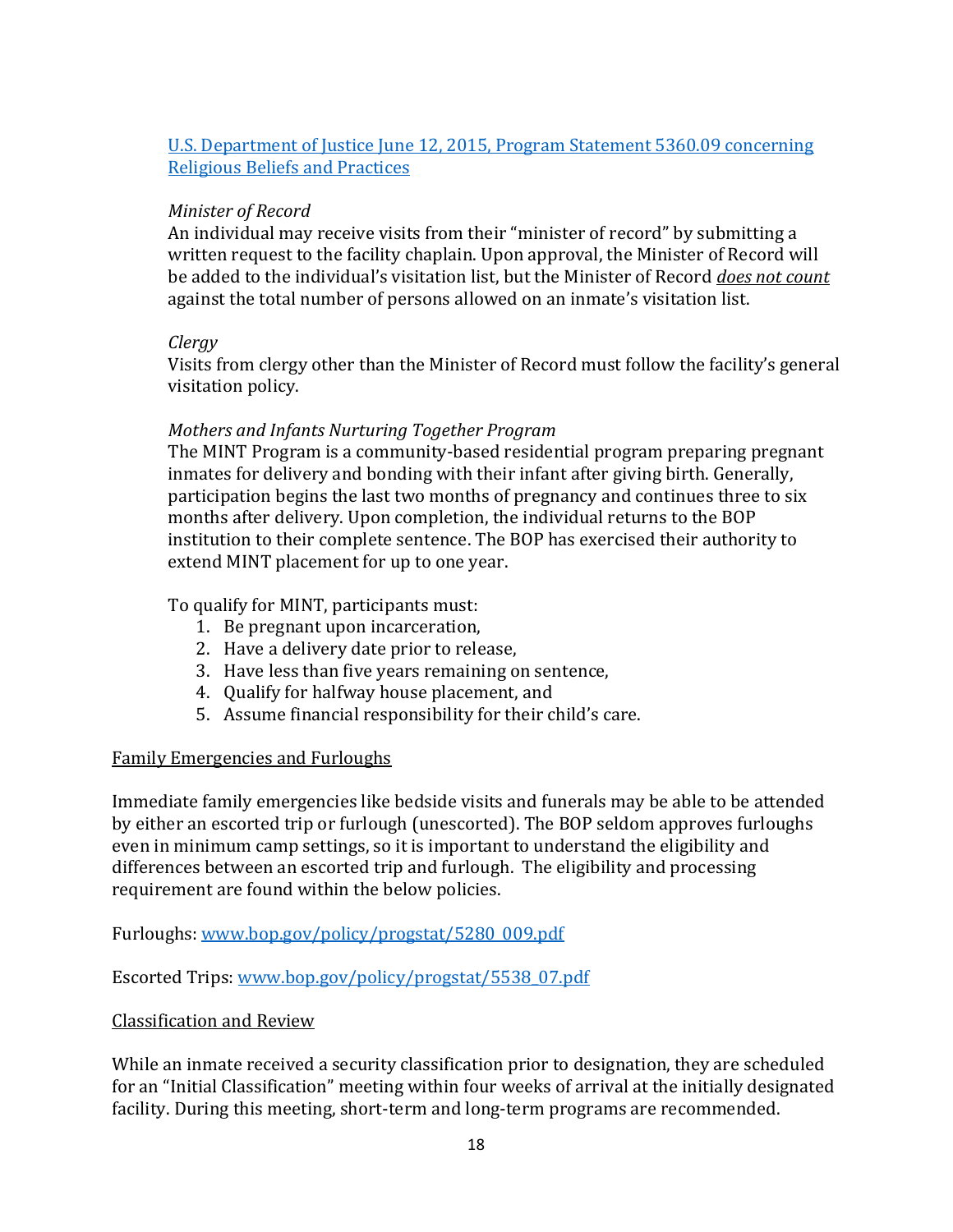[U.S. Department of Justice June 12, 2015, Program Statement 5360.09 concerning Religious Beliefs and Practices](U.S. Department of Justice June 12, 2015, Program Statement 5360.09 concerning Religious Beliefs and Practices)

*Minister of Record*

An individual may receive visits from their "minister of record" by submitting a written request to the facility chaplain. Upon approval, the Minister of Record will be added to the individual's visitation list, but the Minister of Record ***does not count*** against the total number of persons allowed on an inmate's visitation list.

*Clergy*

Visits from clergy other than the Minister of Record must follow the facility's general visitation policy.

*Mothers and Infants Nurturing Together Program*

The MINT Program is a community-based residential program preparing pregnant inmates for delivery and bonding with their infant after giving birth. Generally, participation begins the last two months of pregnancy and continues three to six months after delivery. Upon completion, the individual returns to the BOP institution to their complete sentence. The BOP has exercised their authority to extend MINT placement for up to one year.

To qualify for MINT, participants must:

1. Be pregnant upon incarceration,
2. Have a delivery date prior to release,
3. Have less than five years remaining on sentence,
4. Qualify for halfway house placement, and
5. Assume financial responsibility for their child's care.

## Family Emergencies and Furloughs

Immediate family emergencies like bedside visits and funerals may be able to be attended by either an escorted trip or furlough (unescorted). The BOP seldom approves furloughs even in minimum camp settings, so it is important to understand the eligibility and differences between an escorted trip and furlough. The eligibility and processing requirement are found within the below policies.

Furloughs: [www.bop.gov/policy/progstat/5280_009.pdf](www.bop.gov/policy/progstat/5280_009.pdf)

Escorted Trips: [www.bop.gov/policy/progstat/5538_07.pdf](www.bop.gov/policy/progstat/5538_07.pdf)

## Classification and Review

While an inmate received a security classification prior to designation, they are scheduled for an "Initial Classification" meeting within four weeks of arrival at the initially designated facility. During this meeting, short-term and long-term programs are recommended.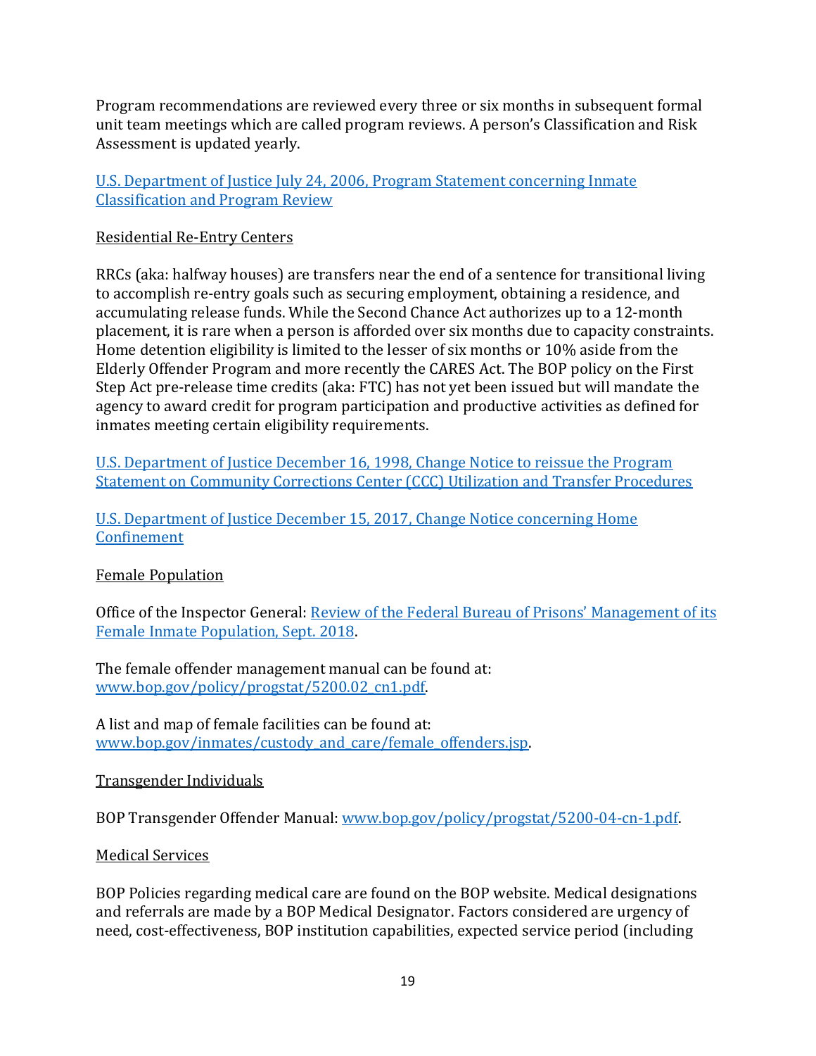Program recommendations are reviewed every three or six months in subsequent formal unit team meetings which are called program reviews. A person's Classification and Risk Assessment is updated yearly.

U.S. Department of Justice July 24, 2006, Program Statement concerning Inmate Classification and Program Review

Residential Re-Entry Centers

RRCs (aka: halfway houses) are transfers near the end of a sentence for transitional living to accomplish re-entry goals such as securing employment, obtaining a residence, and accumulating release funds. While the Second Chance Act authorizes up to a 12-month placement, it is rare when a person is afforded over six months due to capacity constraints. Home detention eligibility is limited to the lesser of six months or 10% aside from the Elderly Offender Program and more recently the CARES Act. The BOP policy on the First Step Act pre-release time credits (aka: FTC) has not yet been issued but will mandate the agency to award credit for program participation and productive activities as defined for inmates meeting certain eligibility requirements.

U.S. Department of Justice December 16, 1998, Change Notice to reissue the Program Statement on Community Corrections Center (CCC) Utilization and Transfer Procedures

U.S. Department of Justice December 15, 2017, Change Notice concerning Home Confinement

Female Population

Office of the Inspector General: Review of the Federal Bureau of Prisons' Management of its Female Inmate Population, Sept. 2018.

The female offender management manual can be found at: www.bop.gov/policy/progstat/5200.02_cn1.pdf.

A list and map of female facilities can be found at: www.bop.gov/inmates/custody_and_care/female_offenders.jsp.

Transgender Individuals

BOP Transgender Offender Manual: www.bop.gov/policy/progstat/5200-04-cn-1.pdf.

Medical Services

BOP Policies regarding medical care are found on the BOP website. Medical designations and referrals are made by a BOP Medical Designator. Factors considered are urgency of need, cost-effectiveness, BOP institution capabilities, expected service period (including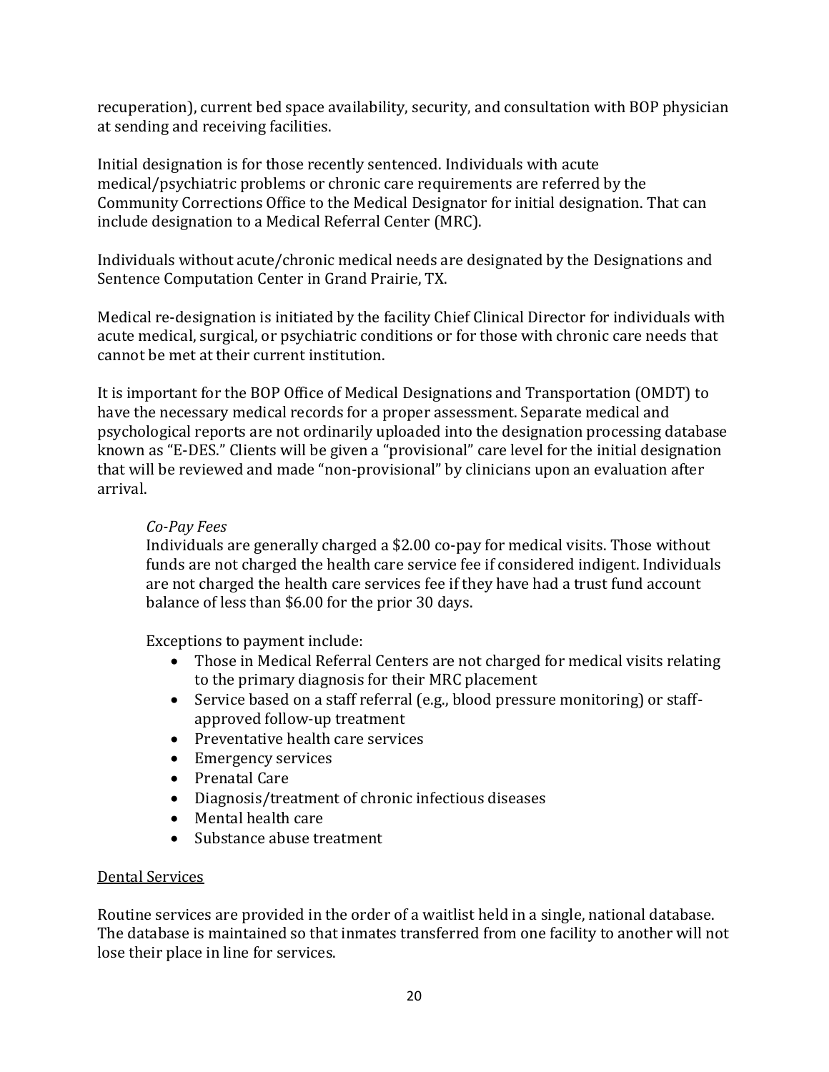recuperation), current bed space availability, security, and consultation with BOP physician at sending and receiving facilities.

Initial designation is for those recently sentenced. Individuals with acute medical/psychiatric problems or chronic care requirements are referred by the Community Corrections Office to the Medical Designator for initial designation. That can include designation to a Medical Referral Center (MRC).

Individuals without acute/chronic medical needs are designated by the Designations and Sentence Computation Center in Grand Prairie, TX.

Medical re-designation is initiated by the facility Chief Clinical Director for individuals with acute medical, surgical, or psychiatric conditions or for those with chronic care needs that cannot be met at their current institution.

It is important for the BOP Office of Medical Designations and Transportation (OMDT) to have the necessary medical records for a proper assessment. Separate medical and psychological reports are not ordinarily uploaded into the designation processing database known as "E-DES." Clients will be given a "provisional" care level for the initial designation that will be reviewed and made "non-provisional" by clinicians upon an evaluation after arrival.

*Co-Pay Fees*

Individuals are generally charged a $2.00 co-pay for medical visits. Those without funds are not charged the health care service fee if considered indigent. Individuals are not charged the health care services fee if they have had a trust fund account balance of less than $6.00 for the prior 30 days.

Exceptions to payment include:

- Those in Medical Referral Centers are not charged for medical visits relating to the primary diagnosis for their MRC placement
- Service based on a staff referral (e.g., blood pressure monitoring) or staff-approved follow-up treatment
- Preventative health care services
- Emergency services
- Prenatal Care
- Diagnosis/treatment of chronic infectious diseases
- Mental health care
- Substance abuse treatment

<u>Dental Services</u>

Routine services are provided in the order of a waitlist held in a single, national database. The database is maintained so that inmates transferred from one facility to another will not lose their place in line for services.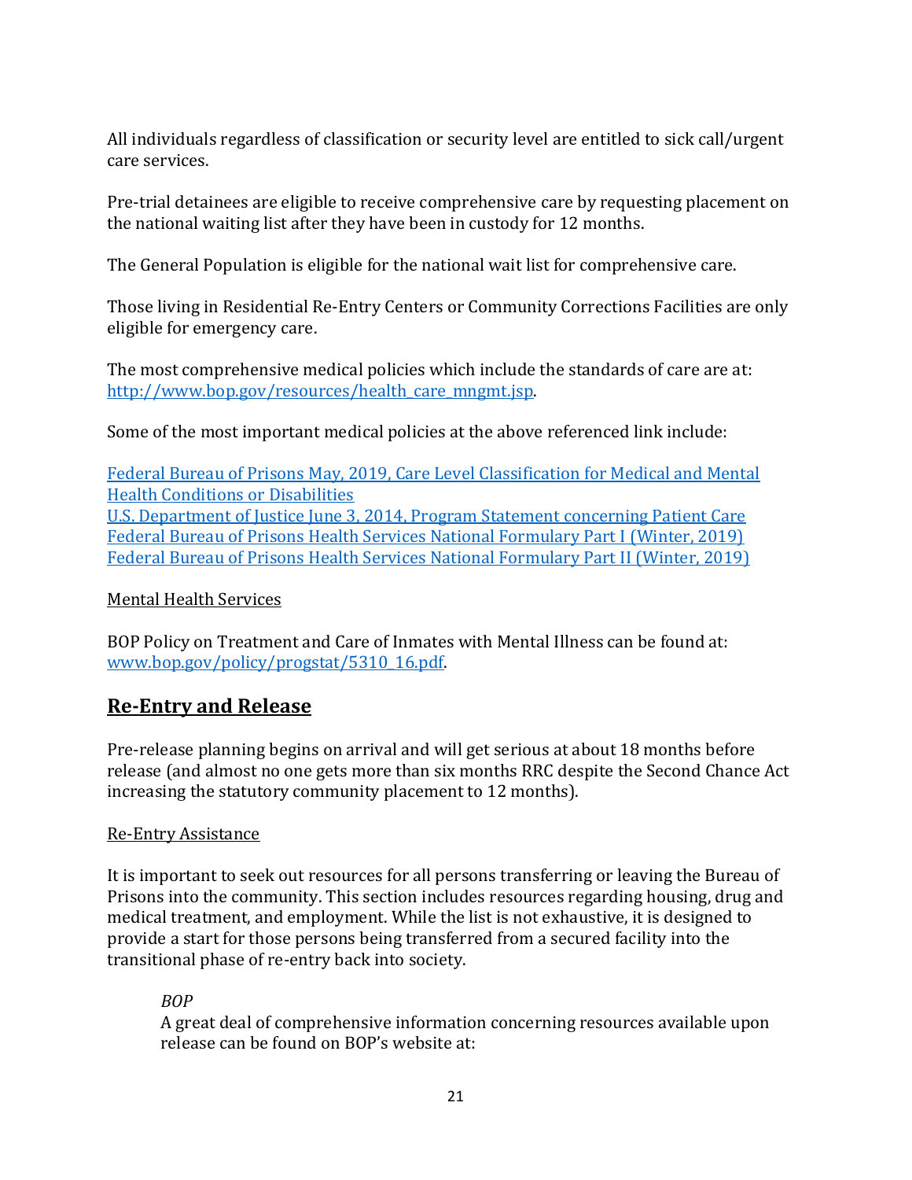All individuals regardless of classification or security level are entitled to sick call/urgent care services.

Pre-trial detainees are eligible to receive comprehensive care by requesting placement on the national waiting list after they have been in custody for 12 months.

The General Population is eligible for the national wait list for comprehensive care.

Those living in Residential Re-Entry Centers or Community Corrections Facilities are only eligible for emergency care.

The most comprehensive medical policies which include the standards of care are at: [http://www.bop.gov/resources/health_care_mngmt.jsp](http://www.bop.gov/resources/health_care_mngmt.jsp).

Some of the most important medical policies at the above referenced link include:

[Federal Bureau of Prisons May, 2019, Care Level Classification for Medical and Mental Health Conditions or Disabilities](#)
[U.S. Department of Justice June 3, 2014, Program Statement concerning Patient Care](#)
[Federal Bureau of Prisons Health Services National Formulary Part I (Winter, 2019)](#)
[Federal Bureau of Prisons Health Services National Formulary Part II (Winter, 2019)](#)

<u>Mental Health Services</u>

BOP Policy on Treatment and Care of Inmates with Mental Illness can be found at: [www.bop.gov/policy/progstat/5310_16.pdf](www.bop.gov/policy/progstat/5310_16.pdf).

## Re-Entry and Release

Pre-release planning begins on arrival and will get serious at about 18 months before release (and almost no one gets more than six months RRC despite the Second Chance Act increasing the statutory community placement to 12 months).

<u>Re-Entry Assistance</u>

It is important to seek out resources for all persons transferring or leaving the Bureau of Prisons into the community. This section includes resources regarding housing, drug and medical treatment, and employment. While the list is not exhaustive, it is designed to provide a start for those persons being transferred from a secured facility into the transitional phase of re-entry back into society.

*BOP*
A great deal of comprehensive information concerning resources available upon release can be found on BOP's website at: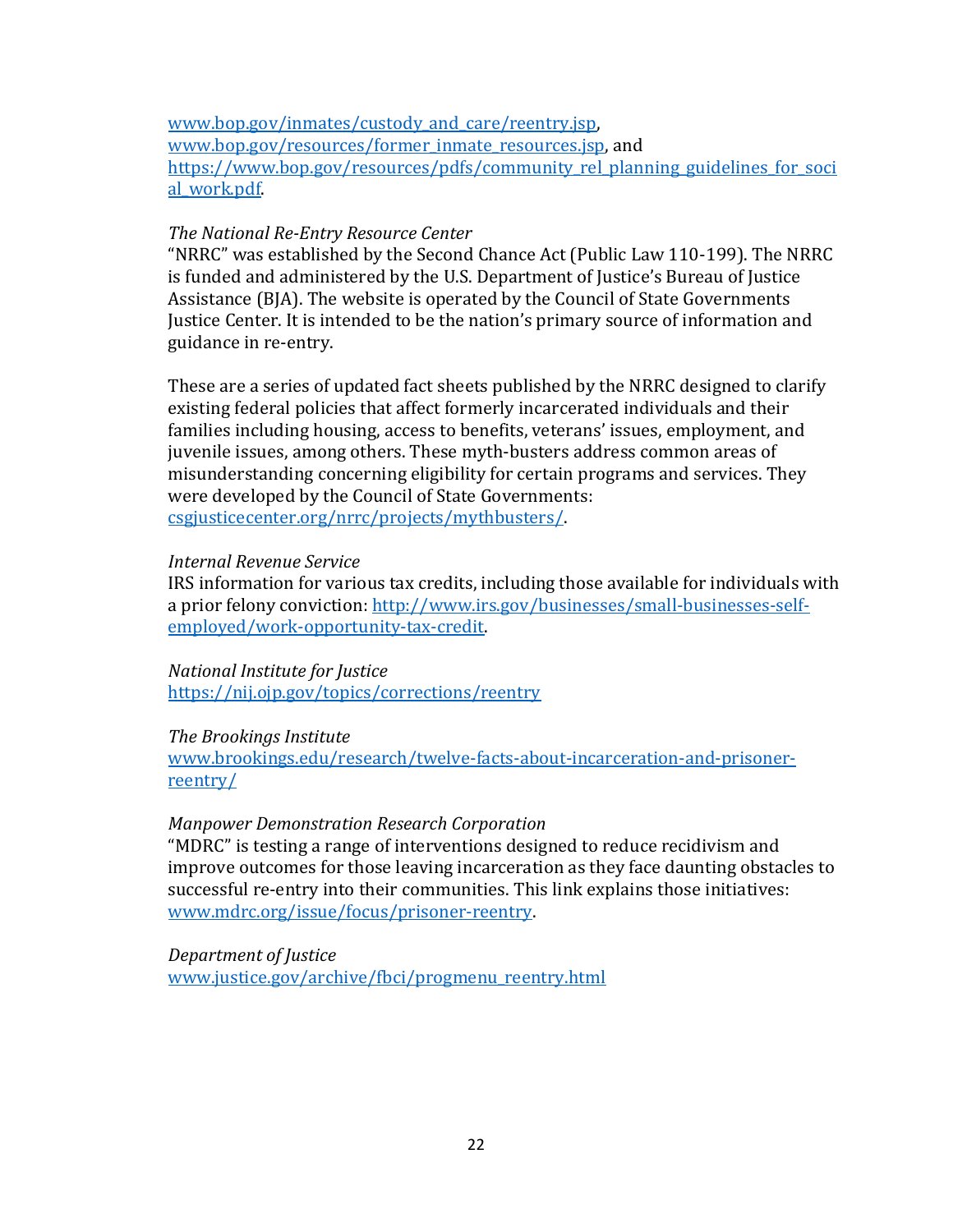www.bop.gov/inmates/custody_and_care/reentry.jsp, www.bop.gov/resources/former_inmate_resources.jsp, and https://www.bop.gov/resources/pdfs/community_rel_planning_guidelines_for_social_work.pdf.

*The National Re-Entry Resource Center*
"NRRC" was established by the Second Chance Act (Public Law 110-199). The NRRC is funded and administered by the U.S. Department of Justice's Bureau of Justice Assistance (BJA). The website is operated by the Council of State Governments Justice Center. It is intended to be the nation's primary source of information and guidance in re-entry.

These are a series of updated fact sheets published by the NRRC designed to clarify existing federal policies that affect formerly incarcerated individuals and their families including housing, access to benefits, veterans' issues, employment, and juvenile issues, among others. These myth-busters address common areas of misunderstanding concerning eligibility for certain programs and services. They were developed by the Council of State Governments: csgjusticecenter.org/nrrc/projects/mythbusters/.

*Internal Revenue Service*
IRS information for various tax credits, including those available for individuals with a prior felony conviction: http://www.irs.gov/businesses/small-businesses-self-employed/work-opportunity-tax-credit.

*National Institute for Justice*
https://nij.ojp.gov/topics/corrections/reentry

*The Brookings Institute*
www.brookings.edu/research/twelve-facts-about-incarceration-and-prisoner-reentry/

*Manpower Demonstration Research Corporation*
"MDRC" is testing a range of interventions designed to reduce recidivism and improve outcomes for those leaving incarceration as they face daunting obstacles to successful re-entry into their communities. This link explains those initiatives: www.mdrc.org/issue/focus/prisoner-reentry.

*Department of Justice*
www.justice.gov/archive/fbci/progmenu_reentry.html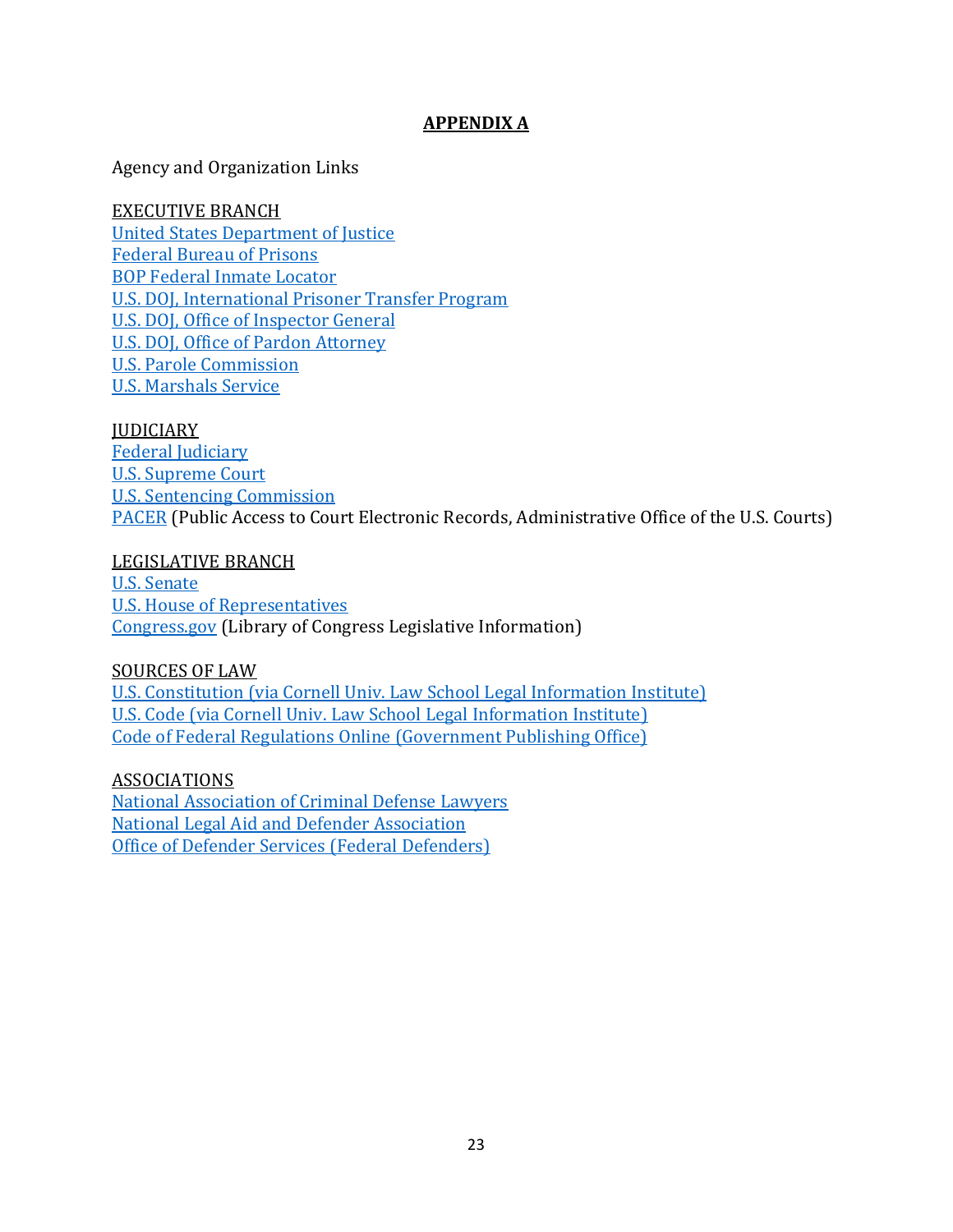# APPENDIX A

Agency and Organization Links

EXECUTIVE BRANCH
United States Department of Justice
Federal Bureau of Prisons
BOP Federal Inmate Locator
U.S. DOJ, International Prisoner Transfer Program
U.S. DOJ, Office of Inspector General
U.S. DOJ, Office of Pardon Attorney
U.S. Parole Commission
U.S. Marshals Service

JUDICIARY
Federal Judiciary
U.S. Supreme Court
U.S. Sentencing Commission
PACER (Public Access to Court Electronic Records, Administrative Office of the U.S. Courts)

LEGISLATIVE BRANCH
U.S. Senate
U.S. House of Representatives
Congress.gov (Library of Congress Legislative Information)

SOURCES OF LAW
U.S. Constitution (via Cornell Univ. Law School Legal Information Institute)
U.S. Code (via Cornell Univ. Law School Legal Information Institute)
Code of Federal Regulations Online (Government Publishing Office)

ASSOCIATIONS
National Association of Criminal Defense Lawyers
National Legal Aid and Defender Association
Office of Defender Services (Federal Defenders)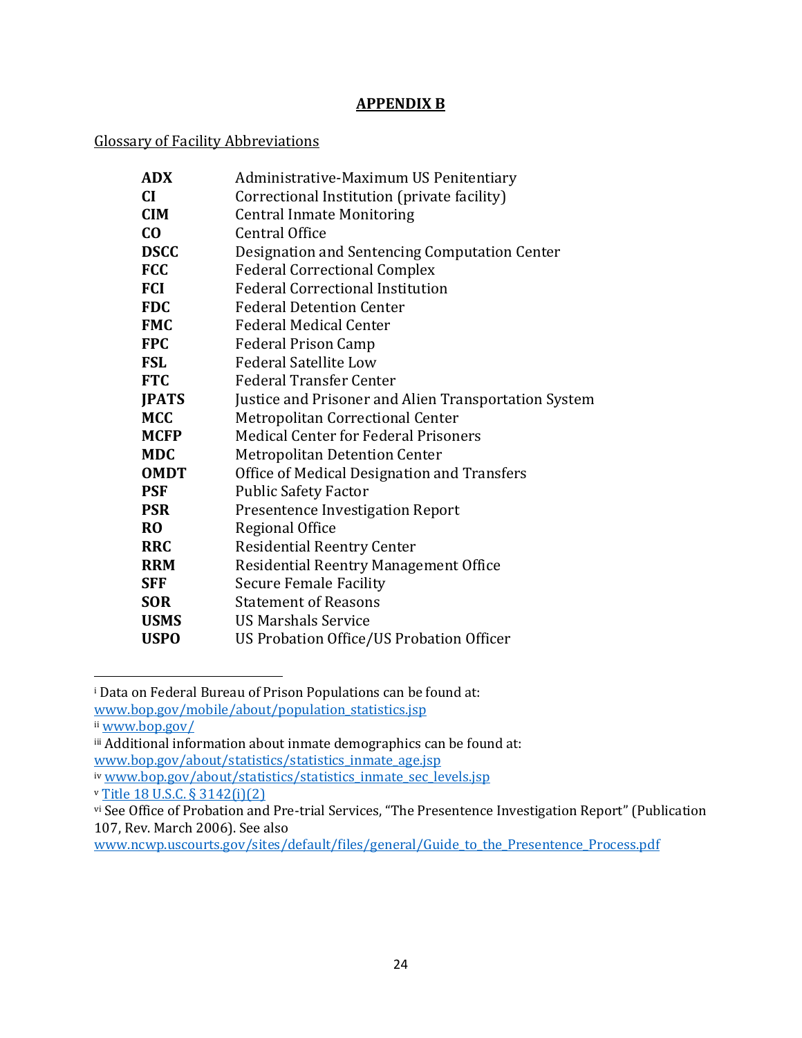## APPENDIX B

Glossary of Facility Abbreviations

| | |
|---|---|
| **ADX** | Administrative-Maximum US Penitentiary |
| **CI** | Correctional Institution (private facility) |
| **CIM** | Central Inmate Monitoring |
| **CO** | Central Office |
| **DSCC** | Designation and Sentencing Computation Center |
| **FCC** | Federal Correctional Complex |
| **FCI** | Federal Correctional Institution |
| **FDC** | Federal Detention Center |
| **FMC** | Federal Medical Center |
| **FPC** | Federal Prison Camp |
| **FSL** | Federal Satellite Low |
| **FTC** | Federal Transfer Center |
| **JPATS** | Justice and Prisoner and Alien Transportation System |
| **MCC** | Metropolitan Correctional Center |
| **MCFP** | Medical Center for Federal Prisoners |
| **MDC** | Metropolitan Detention Center |
| **OMDT** | Office of Medical Designation and Transfers |
| **PSF** | Public Safety Factor |
| **PSR** | Presentence Investigation Report |
| **RO** | Regional Office |
| **RRC** | Residential Reentry Center |
| **RRM** | Residential Reentry Management Office |
| **SFF** | Secure Female Facility |
| **SOR** | Statement of Reasons |
| **USMS** | US Marshals Service |
| **USPO** | US Probation Office/US Probation Officer |

---

[i] Data on Federal Bureau of Prison Populations can be found at: www.bop.gov/mobile/about/population_statistics.jsp

[ii] www.bop.gov/

[iii] Additional information about inmate demographics can be found at: www.bop.gov/about/statistics/statistics_inmate_age.jsp

[iv] www.bop.gov/about/statistics/statistics_inmate_sec_levels.jsp

[v] Title 18 U.S.C. § 3142(i)(2)

[vi] See Office of Probation and Pre-trial Services, "The Presentence Investigation Report" (Publication 107, Rev. March 2006). See also www.ncwp.uscourts.gov/sites/default/files/general/Guide_to_the_Presentence_Process.pdf